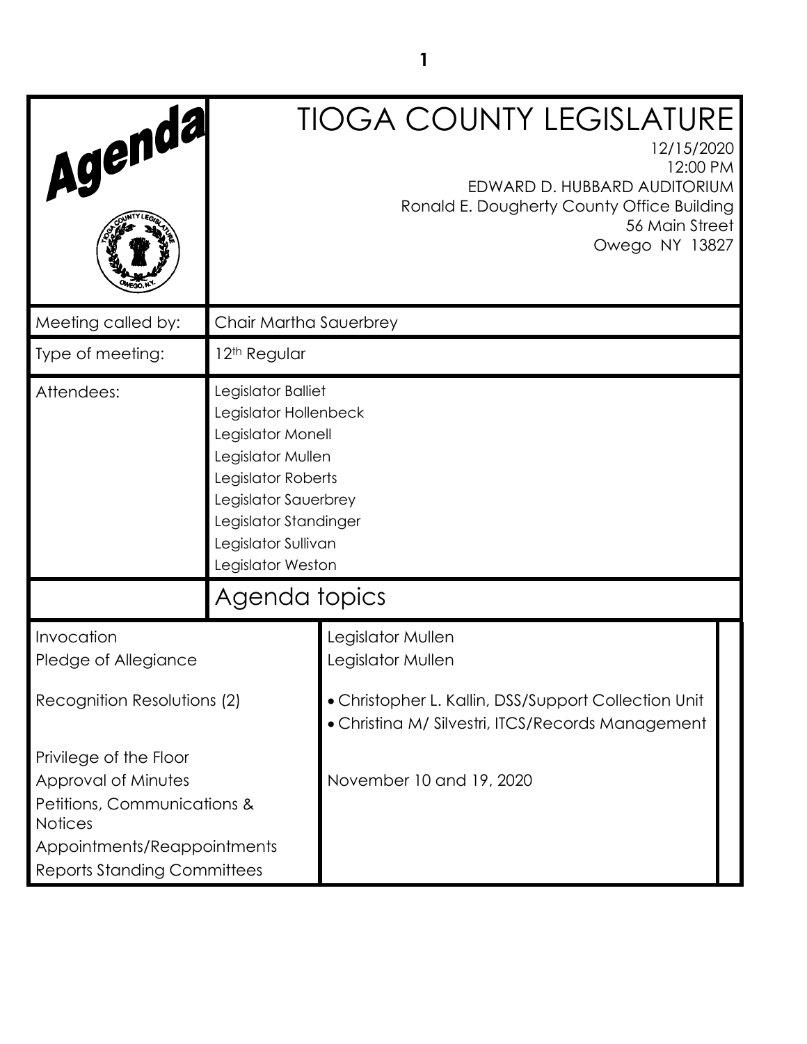# Agenda

# TIOGA COUNTY LEGISLATURE

12/15/2020
12:00 PM
EDWARD D. HUBBARD AUDITORIUM
Ronald E. Dougherty County Office Building
56 Main Street
Owego NY 13827

| | |
|---|---|
| Meeting called by: | Chair Martha Sauerbrey |
| Type of meeting: | 12th Regular |
| Attendees: | Legislator Balliet<br>Legislator Hollenbeck<br>Legislator Monell<br>Legislator Mullen<br>Legislator Roberts<br>Legislator Sauerbrey<br>Legislator Standinger<br>Legislator Sullivan<br>Legislator Weston |

## Agenda topics

| | |
|---|---|
| Invocation | Legislator Mullen |
| Pledge of Allegiance | Legislator Mullen |
| Recognition Resolutions (2) | • Christopher L. Kallin, DSS/Support Collection Unit<br>• Christina M/ Silvestri, ITCS/Records Management |
| Privilege of the Floor | |
| Approval of Minutes | November 10 and 19, 2020 |
| Petitions, Communications & Notices | |
| Appointments/Reappointments | |
| Reports Standing Committees | |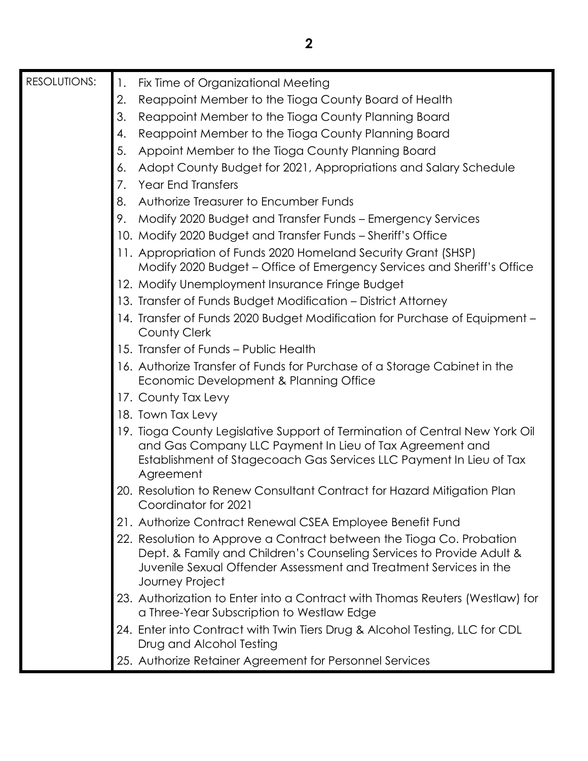| RESOLUTIONS: | 1. Fix Time of Organizational Meeting<br>2. Reappoint Member to the Tioga County Board of Health<br>3. Reappoint Member to the Tioga County Planning Board<br>4. Reappoint Member to the Tioga County Planning Board<br>5. Appoint Member to the Tioga County Planning Board<br>6. Adopt County Budget for 2021, Appropriations and Salary Schedule<br>7. Year End Transfers<br>8. Authorize Treasurer to Encumber Funds<br>9. Modify 2020 Budget and Transfer Funds – Emergency Services<br>10. Modify 2020 Budget and Transfer Funds – Sheriff's Office<br>11. Appropriation of Funds 2020 Homeland Security Grant (SHSP) Modify 2020 Budget – Office of Emergency Services and Sheriff's Office<br>12. Modify Unemployment Insurance Fringe Budget<br>13. Transfer of Funds Budget Modification – District Attorney<br>14. Transfer of Funds 2020 Budget Modification for Purchase of Equipment – County Clerk<br>15. Transfer of Funds – Public Health<br>16. Authorize Transfer of Funds for Purchase of a Storage Cabinet in the Economic Development & Planning Office<br>17. County Tax Levy<br>18. Town Tax Levy<br>19. Tioga County Legislative Support of Termination of Central New York Oil and Gas Company LLC Payment In Lieu of Tax Agreement and Establishment of Stagecoach Gas Services LLC Payment In Lieu of Tax Agreement<br>20. Resolution to Renew Consultant Contract for Hazard Mitigation Plan Coordinator for 2021<br>21. Authorize Contract Renewal CSEA Employee Benefit Fund<br>22. Resolution to Approve a Contract between the Tioga Co. Probation Dept. & Family and Children's Counseling Services to Provide Adult & Juvenile Sexual Offender Assessment and Treatment Services in the Journey Project<br>23. Authorization to Enter into a Contract with Thomas Reuters (Westlaw) for a Three-Year Subscription to Westlaw Edge<br>24. Enter into Contract with Twin Tiers Drug & Alcohol Testing, LLC for CDL Drug and Alcohol Testing<br>25. Authorize Retainer Agreement for Personnel Services |
|---|---|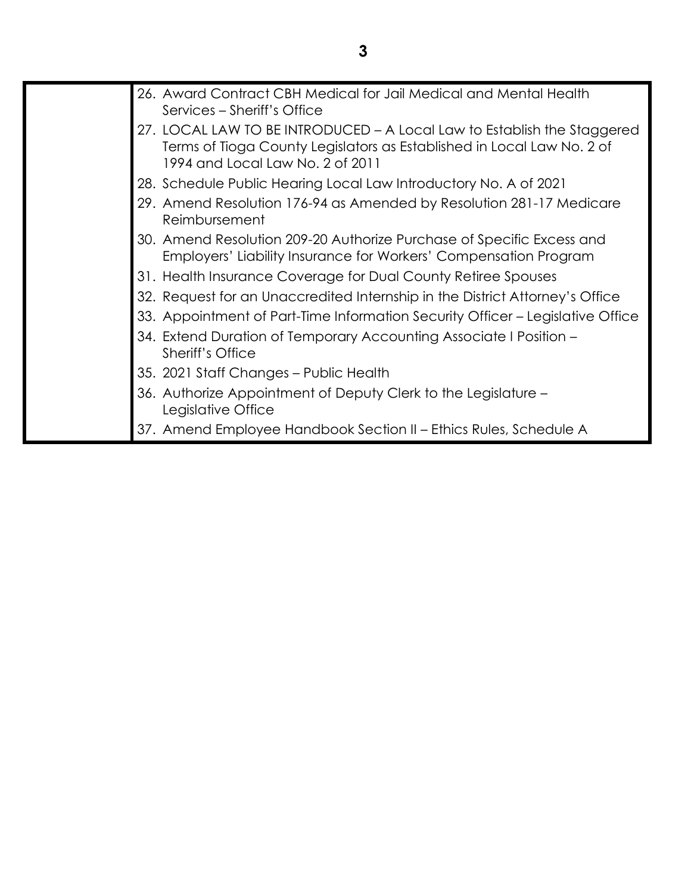|  |  |
| --- | --- |
|  | 26. Award Contract CBH Medical for Jail Medical and Mental Health Services – Sheriff's Office<br>27. LOCAL LAW TO BE INTRODUCED – A Local Law to Establish the Staggered Terms of Tioga County Legislators as Established in Local Law No. 2 of 1994 and Local Law No. 2 of 2011<br>28. Schedule Public Hearing Local Law Introductory No. A of 2021<br>29. Amend Resolution 176-94 as Amended by Resolution 281-17 Medicare Reimbursement<br>30. Amend Resolution 209-20 Authorize Purchase of Specific Excess and Employers' Liability Insurance for Workers' Compensation Program<br>31. Health Insurance Coverage for Dual County Retiree Spouses<br>32. Request for an Unaccredited Internship in the District Attorney's Office<br>33. Appointment of Part-Time Information Security Officer – Legislative Office<br>34. Extend Duration of Temporary Accounting Associate I Position – Sheriff's Office<br>35. 2021 Staff Changes – Public Health<br>36. Authorize Appointment of Deputy Clerk to the Legislature – Legislative Office<br>37. Amend Employee Handbook Section II – Ethics Rules, Schedule A |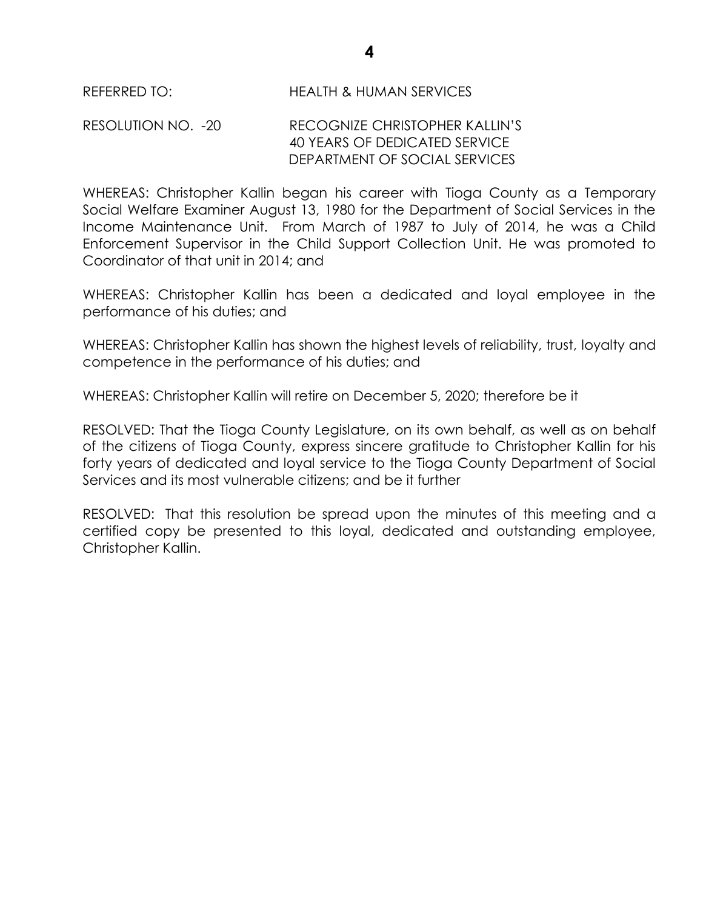REFERRED TO: HEALTH & HUMAN SERVICES

RESOLUTION NO. -20 RECOGNIZE CHRISTOPHER KALLIN'S 40 YEARS OF DEDICATED SERVICE DEPARTMENT OF SOCIAL SERVICES

WHEREAS: Christopher Kallin began his career with Tioga County as a Temporary Social Welfare Examiner August 13, 1980 for the Department of Social Services in the Income Maintenance Unit. From March of 1987 to July of 2014, he was a Child Enforcement Supervisor in the Child Support Collection Unit. He was promoted to Coordinator of that unit in 2014; and

WHEREAS: Christopher Kallin has been a dedicated and loyal employee in the performance of his duties; and

WHEREAS: Christopher Kallin has shown the highest levels of reliability, trust, loyalty and competence in the performance of his duties; and

WHEREAS: Christopher Kallin will retire on December 5, 2020; therefore be it

RESOLVED: That the Tioga County Legislature, on its own behalf, as well as on behalf of the citizens of Tioga County, express sincere gratitude to Christopher Kallin for his forty years of dedicated and loyal service to the Tioga County Department of Social Services and its most vulnerable citizens; and be it further

RESOLVED: That this resolution be spread upon the minutes of this meeting and a certified copy be presented to this loyal, dedicated and outstanding employee, Christopher Kallin.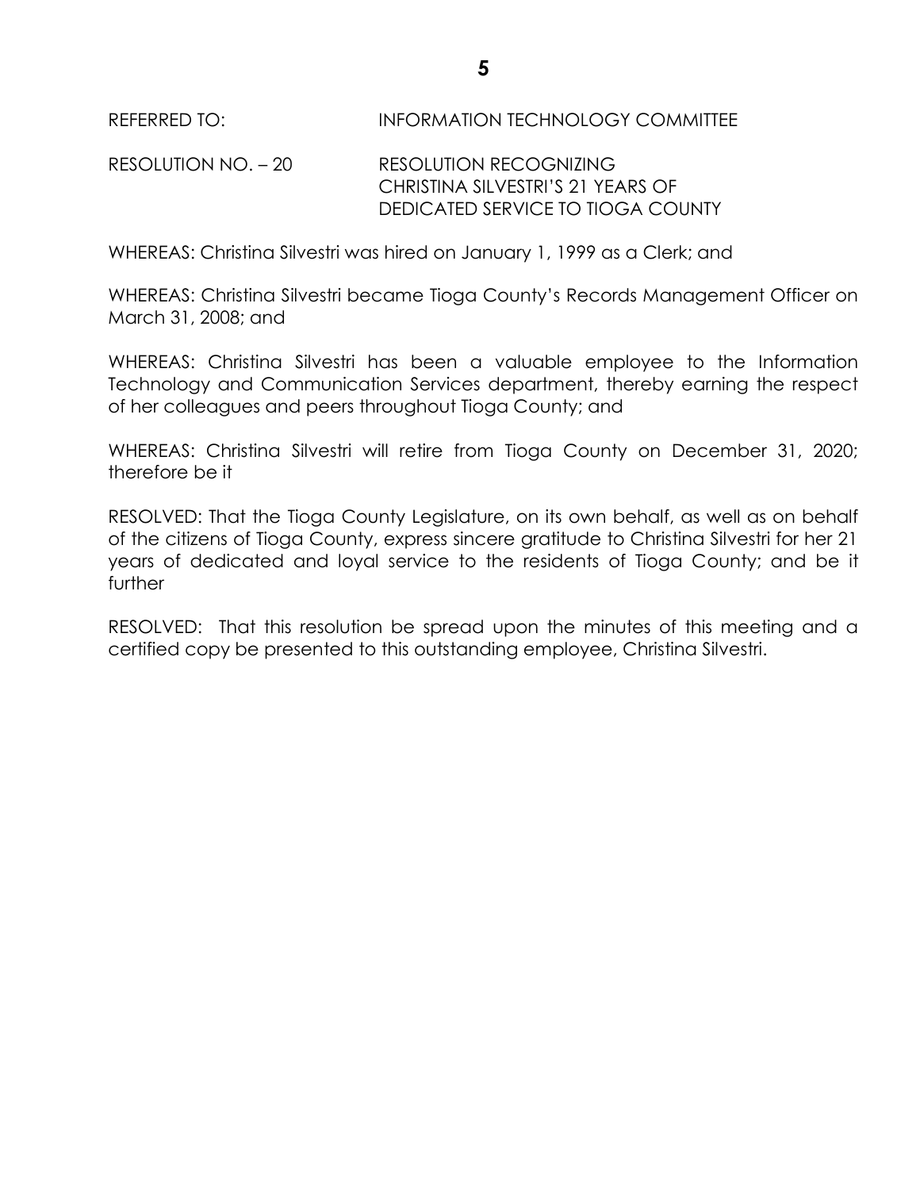REFERRED TO: INFORMATION TECHNOLOGY COMMITTEE

RESOLUTION NO. – 20 RESOLUTION RECOGNIZING CHRISTINA SILVESTRI'S 21 YEARS OF DEDICATED SERVICE TO TIOGA COUNTY

WHEREAS: Christina Silvestri was hired on January 1, 1999 as a Clerk; and

WHEREAS: Christina Silvestri became Tioga County's Records Management Officer on March 31, 2008; and

WHEREAS: Christina Silvestri has been a valuable employee to the Information Technology and Communication Services department, thereby earning the respect of her colleagues and peers throughout Tioga County; and

WHEREAS: Christina Silvestri will retire from Tioga County on December 31, 2020; therefore be it

RESOLVED: That the Tioga County Legislature, on its own behalf, as well as on behalf of the citizens of Tioga County, express sincere gratitude to Christina Silvestri for her 21 years of dedicated and loyal service to the residents of Tioga County; and be it further

RESOLVED: That this resolution be spread upon the minutes of this meeting and a certified copy be presented to this outstanding employee, Christina Silvestri.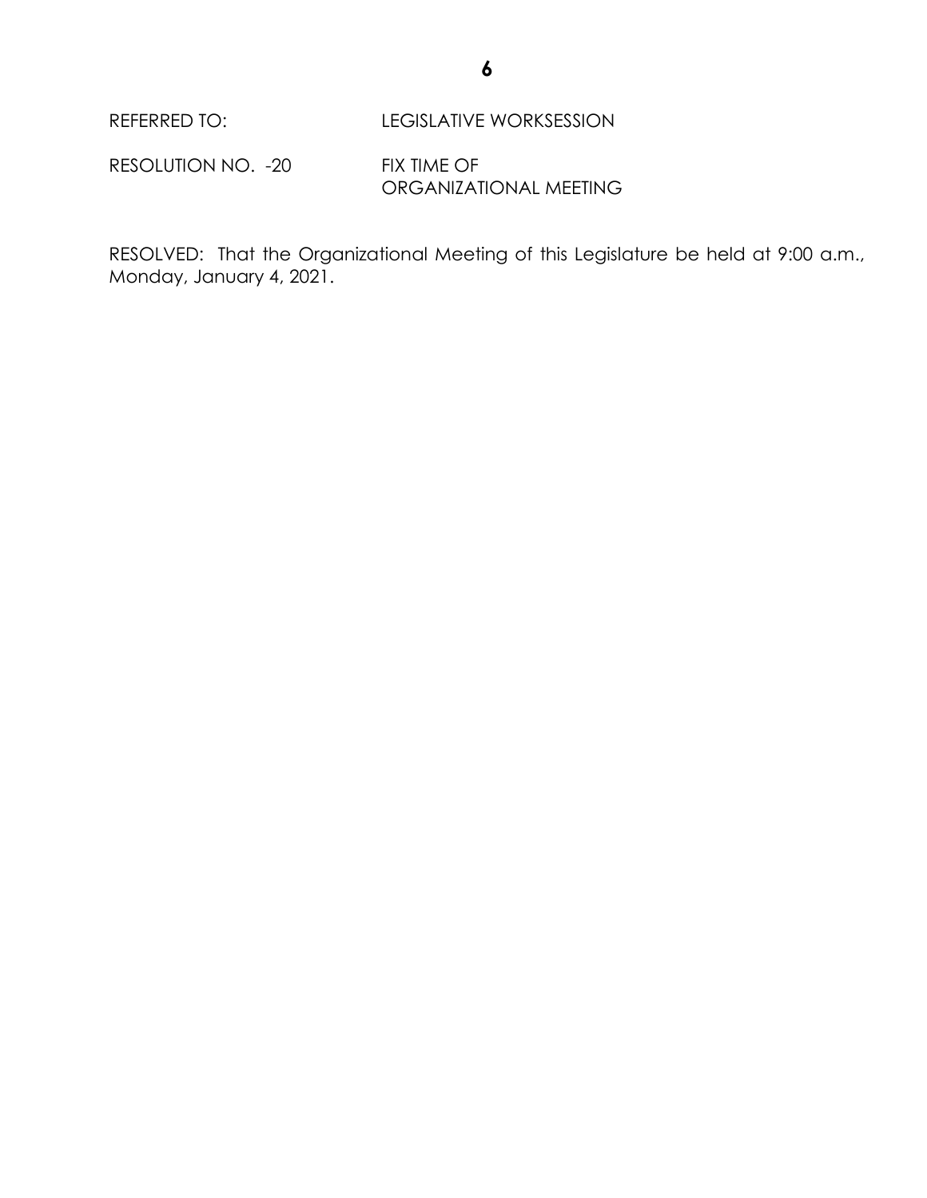REFERRED TO: LEGISLATIVE WORKSESSION

RESOLUTION NO. -20 FIX TIME OF ORGANIZATIONAL MEETING

RESOLVED: That the Organizational Meeting of this Legislature be held at 9:00 a.m., Monday, January 4, 2021.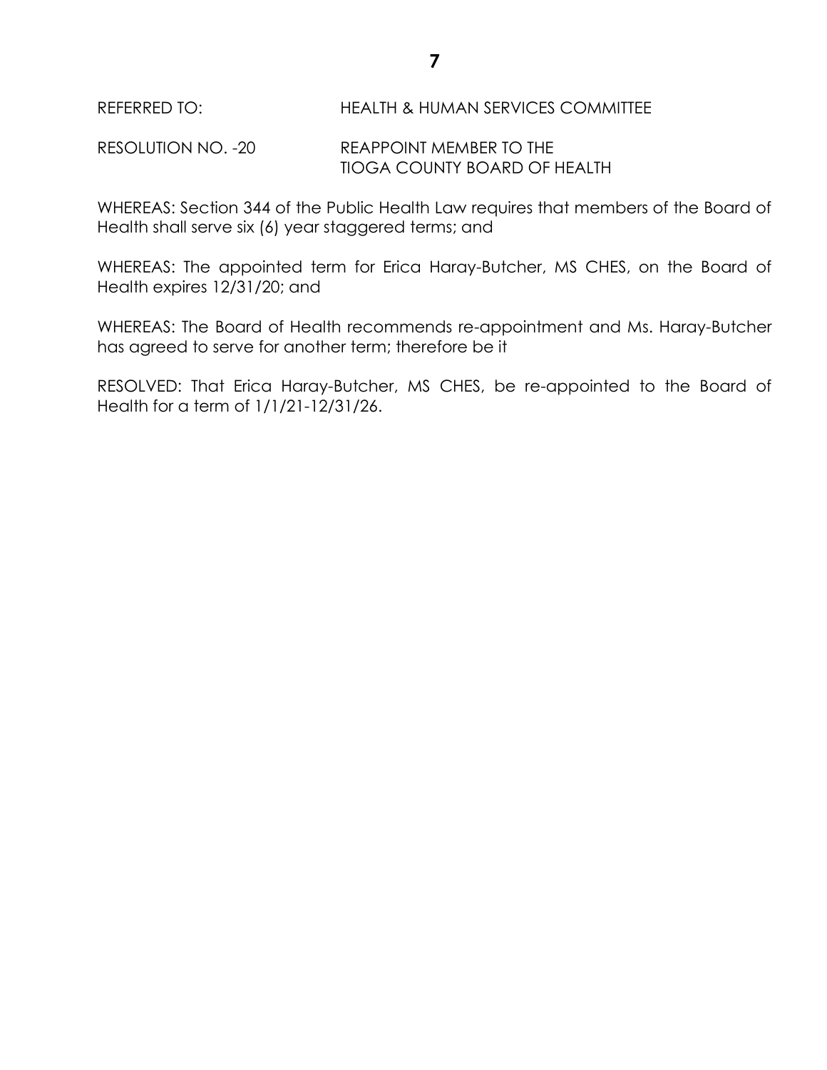REFERRED TO: HEALTH & HUMAN SERVICES COMMITTEE

RESOLUTION NO. -20 REAPPOINT MEMBER TO THE TIOGA COUNTY BOARD OF HEALTH

WHEREAS: Section 344 of the Public Health Law requires that members of the Board of Health shall serve six (6) year staggered terms; and

WHEREAS: The appointed term for Erica Haray-Butcher, MS CHES, on the Board of Health expires 12/31/20; and

WHEREAS: The Board of Health recommends re-appointment and Ms. Haray-Butcher has agreed to serve for another term; therefore be it

RESOLVED: That Erica Haray-Butcher, MS CHES, be re-appointed to the Board of Health for a term of 1/1/21-12/31/26.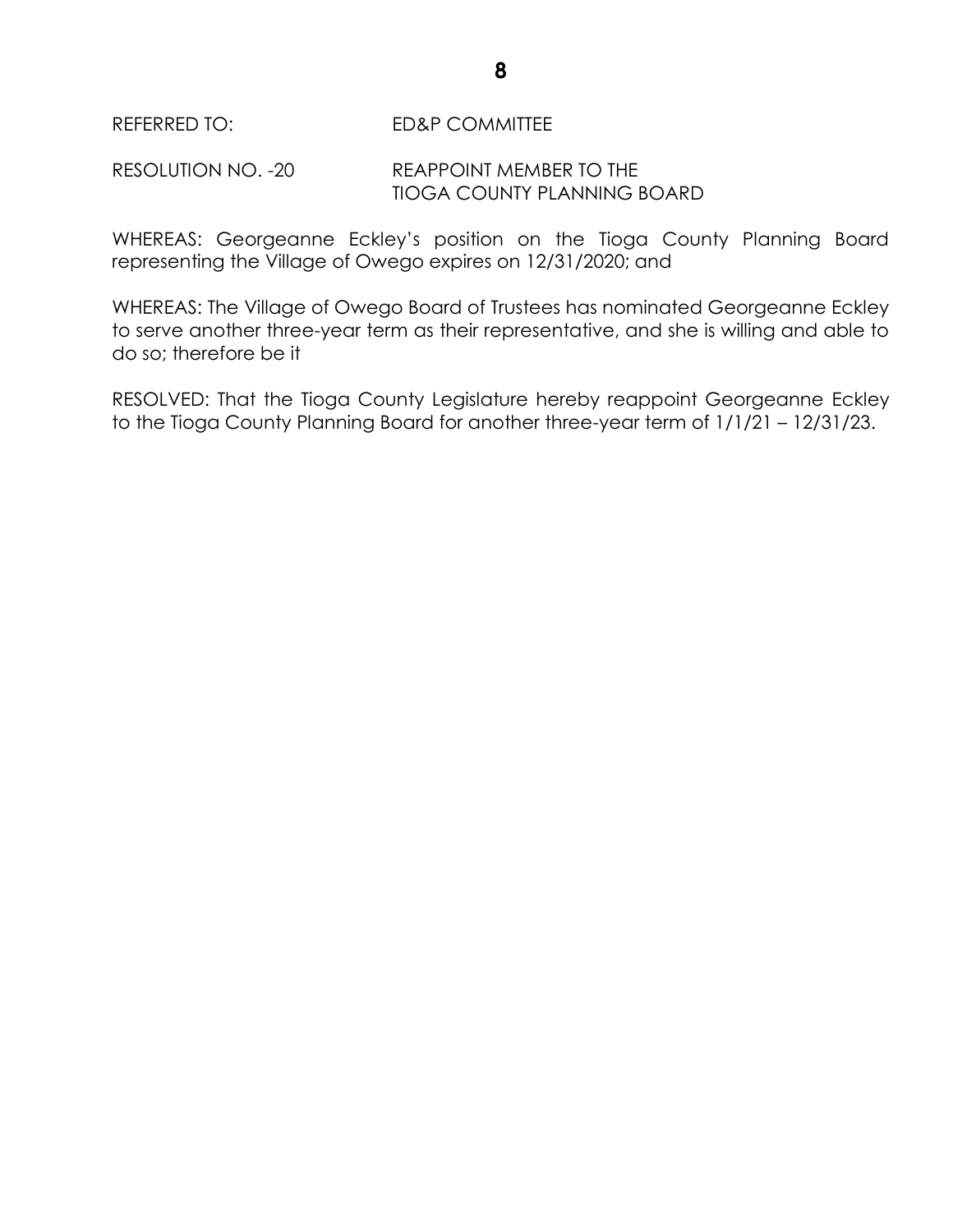REFERRED TO: ED&P COMMITTEE

RESOLUTION NO. -20 REAPPOINT MEMBER TO THE TIOGA COUNTY PLANNING BOARD

WHEREAS: Georgeanne Eckley's position on the Tioga County Planning Board representing the Village of Owego expires on 12/31/2020; and

WHEREAS: The Village of Owego Board of Trustees has nominated Georgeanne Eckley to serve another three-year term as their representative, and she is willing and able to do so; therefore be it

RESOLVED: That the Tioga County Legislature hereby reappoint Georgeanne Eckley to the Tioga County Planning Board for another three-year term of 1/1/21 – 12/31/23.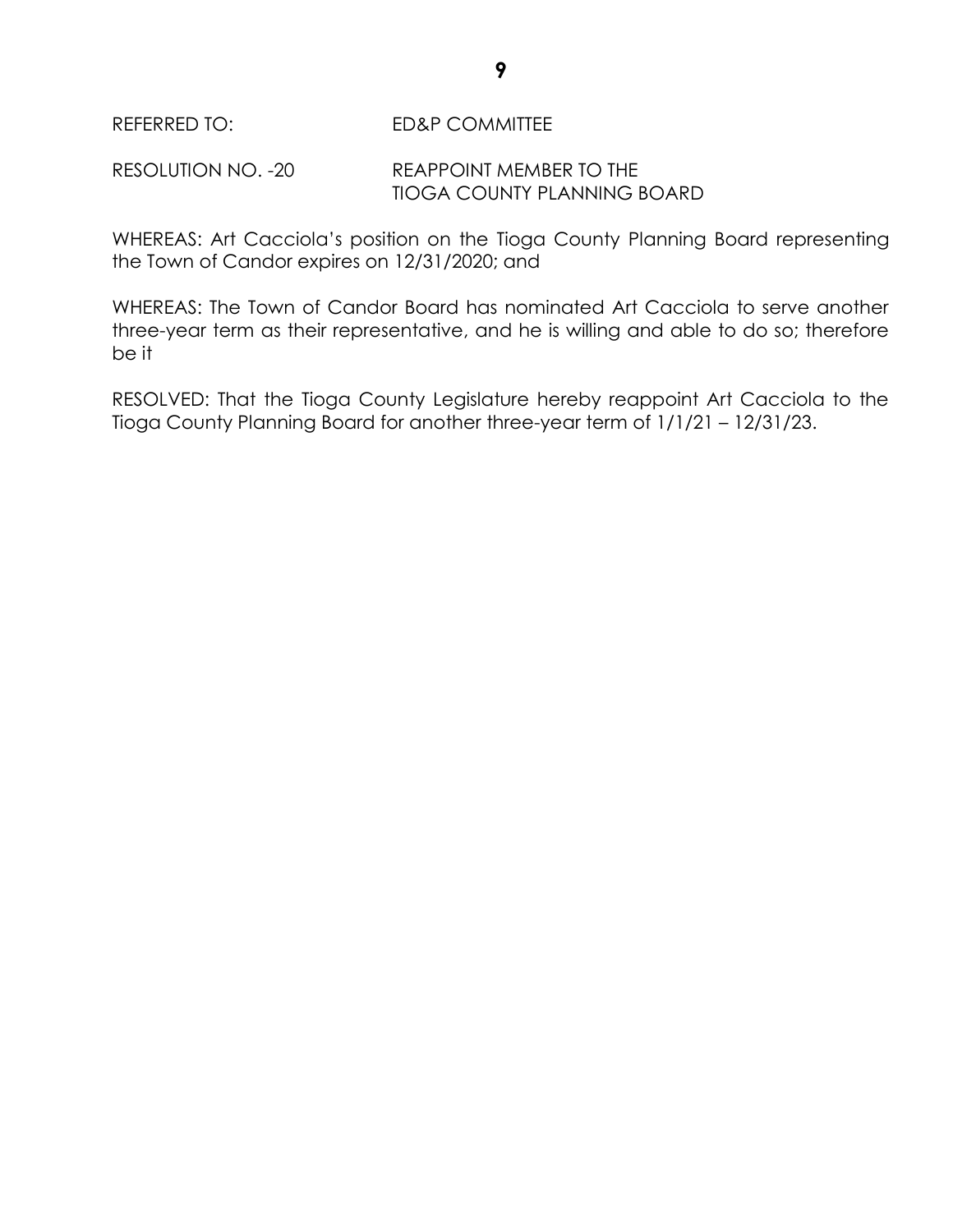REFERRED TO: ED&P COMMITTEE

RESOLUTION NO. -20 REAPPOINT MEMBER TO THE TIOGA COUNTY PLANNING BOARD

WHEREAS: Art Cacciola's position on the Tioga County Planning Board representing the Town of Candor expires on 12/31/2020; and

WHEREAS: The Town of Candor Board has nominated Art Cacciola to serve another three-year term as their representative, and he is willing and able to do so; therefore be it

RESOLVED: That the Tioga County Legislature hereby reappoint Art Cacciola to the Tioga County Planning Board for another three-year term of 1/1/21 – 12/31/23.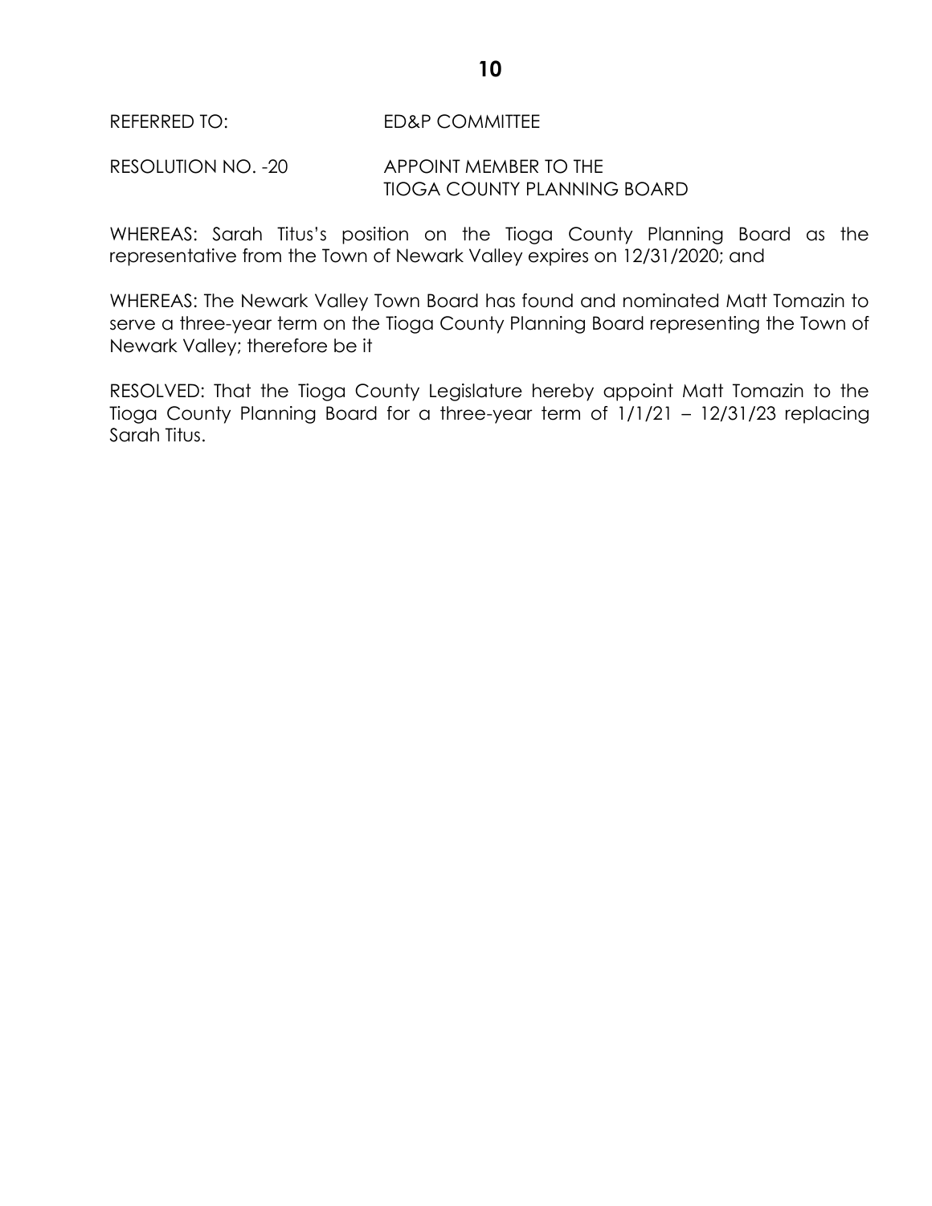REFERRED TO: ED&P COMMITTEE

RESOLUTION NO. -20 APPOINT MEMBER TO THE TIOGA COUNTY PLANNING BOARD

WHEREAS: Sarah Titus's position on the Tioga County Planning Board as the representative from the Town of Newark Valley expires on 12/31/2020; and

WHEREAS: The Newark Valley Town Board has found and nominated Matt Tomazin to serve a three-year term on the Tioga County Planning Board representing the Town of Newark Valley; therefore be it

RESOLVED: That the Tioga County Legislature hereby appoint Matt Tomazin to the Tioga County Planning Board for a three-year term of 1/1/21 – 12/31/23 replacing Sarah Titus.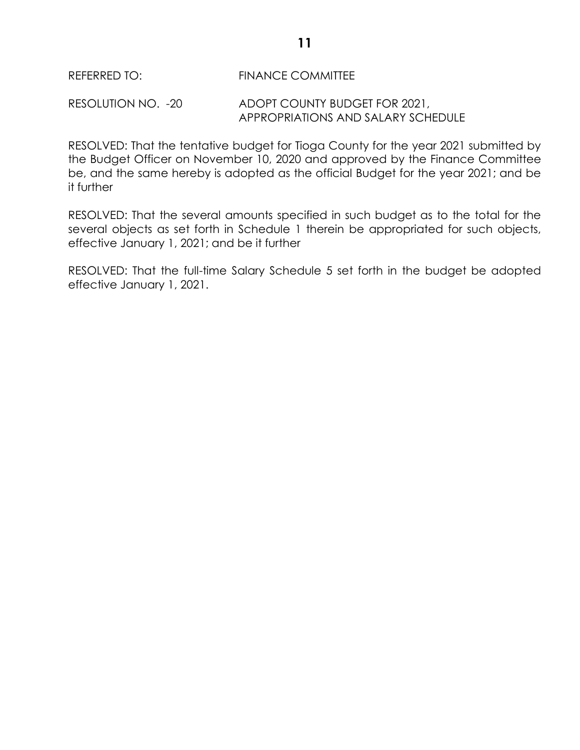REFERRED TO: FINANCE COMMITTEE

RESOLUTION NO. -20 ADOPT COUNTY BUDGET FOR 2021, APPROPRIATIONS AND SALARY SCHEDULE

RESOLVED: That the tentative budget for Tioga County for the year 2021 submitted by the Budget Officer on November 10, 2020 and approved by the Finance Committee be, and the same hereby is adopted as the official Budget for the year 2021; and be it further

RESOLVED: That the several amounts specified in such budget as to the total for the several objects as set forth in Schedule 1 therein be appropriated for such objects, effective January 1, 2021; and be it further

RESOLVED: That the full-time Salary Schedule 5 set forth in the budget be adopted effective January 1, 2021.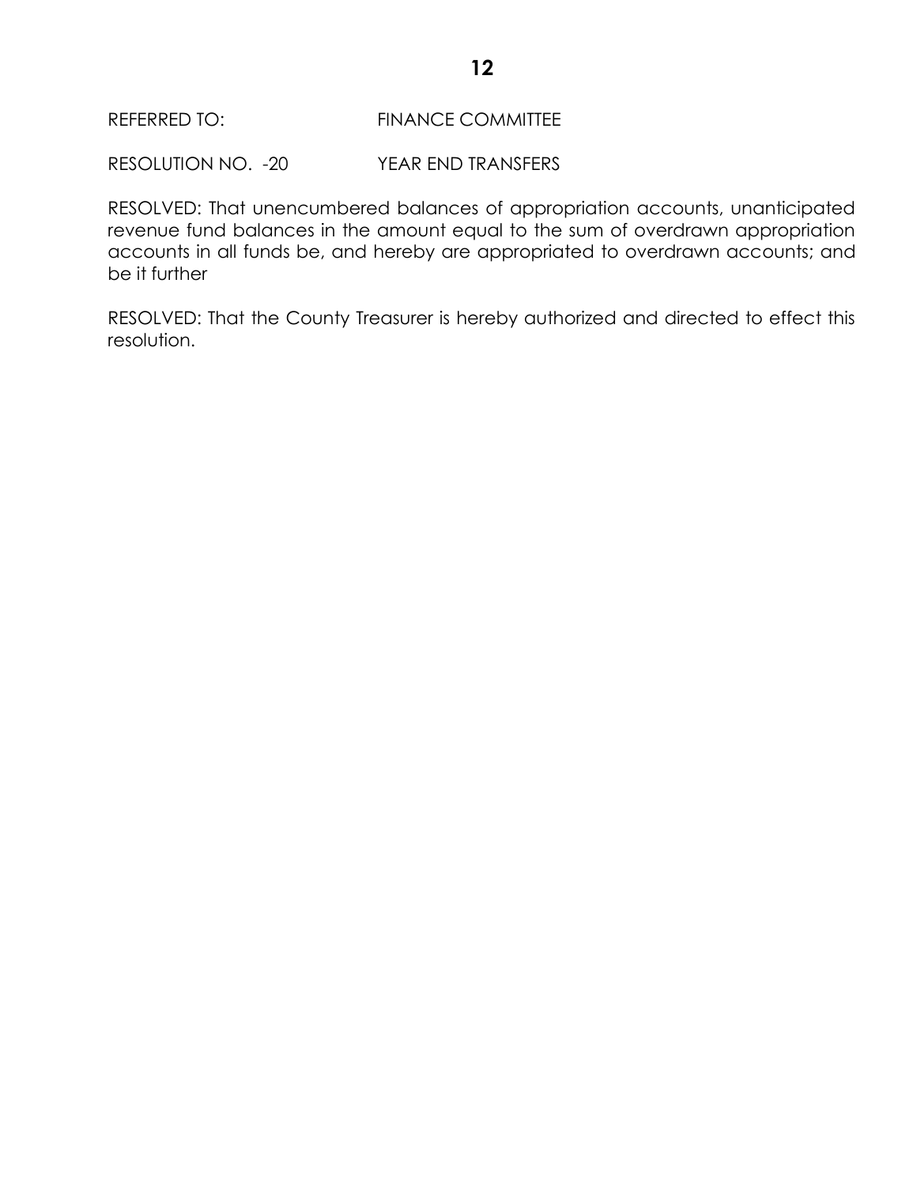REFERRED TO: FINANCE COMMITTEE

RESOLUTION NO. -20 YEAR END TRANSFERS

RESOLVED: That unencumbered balances of appropriation accounts, unanticipated revenue fund balances in the amount equal to the sum of overdrawn appropriation accounts in all funds be, and hereby are appropriated to overdrawn accounts; and be it further

RESOLVED: That the County Treasurer is hereby authorized and directed to effect this resolution.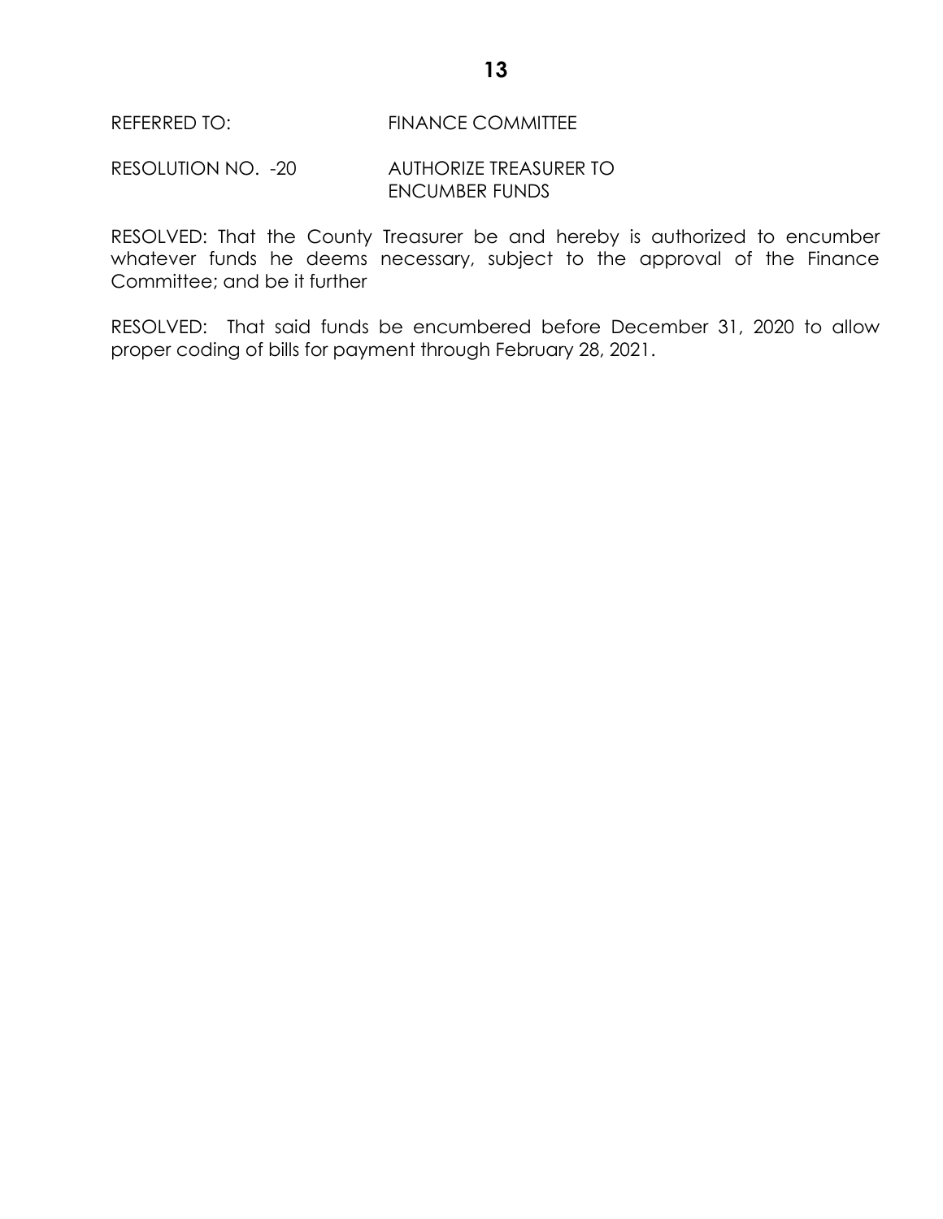REFERRED TO: FINANCE COMMITTEE

RESOLUTION NO. -20 AUTHORIZE TREASURER TO ENCUMBER FUNDS

RESOLVED: That the County Treasurer be and hereby is authorized to encumber whatever funds he deems necessary, subject to the approval of the Finance Committee; and be it further

RESOLVED: That said funds be encumbered before December 31, 2020 to allow proper coding of bills for payment through February 28, 2021.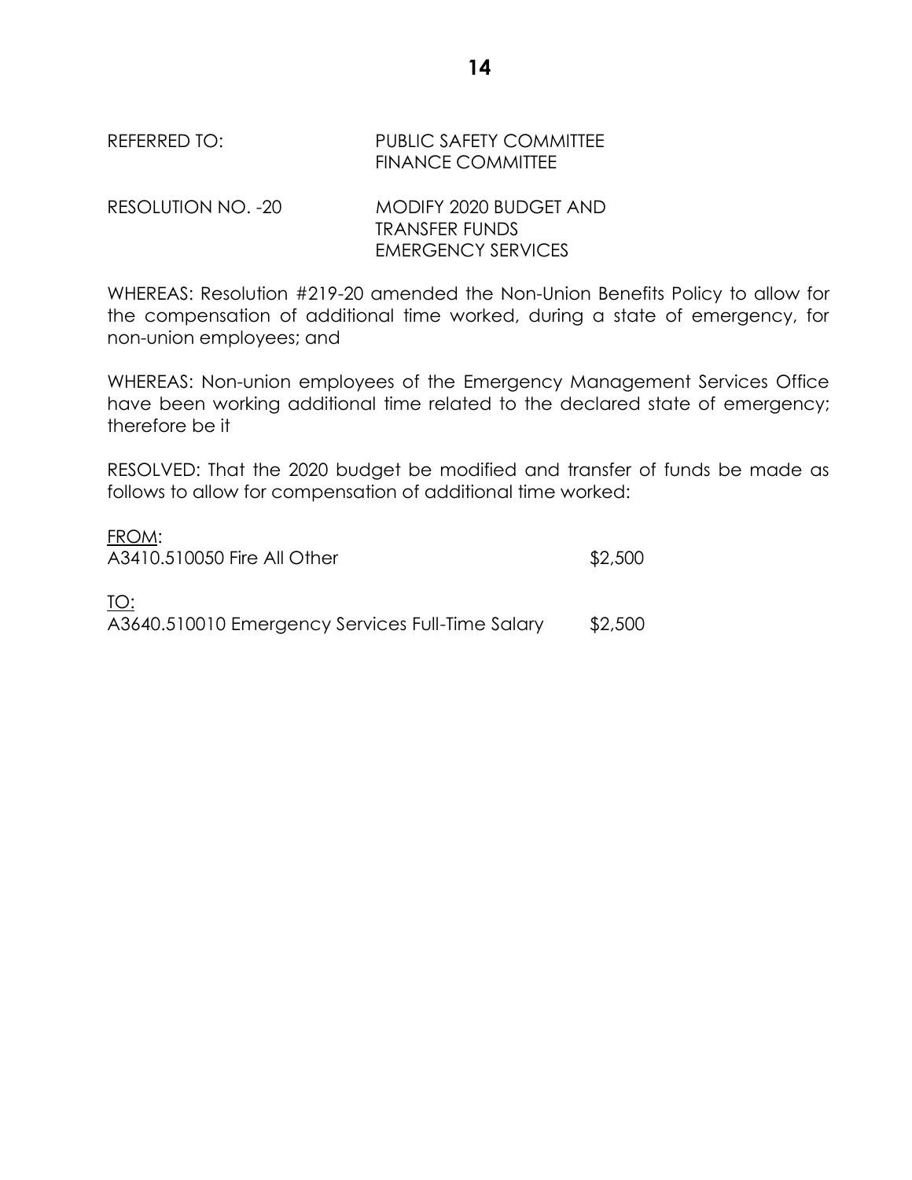REFERRED TO: PUBLIC SAFETY COMMITTEE
FINANCE COMMITTEE

RESOLUTION NO. -20 MODIFY 2020 BUDGET AND
TRANSFER FUNDS
EMERGENCY SERVICES

WHEREAS: Resolution #219-20 amended the Non-Union Benefits Policy to allow for the compensation of additional time worked, during a state of emergency, for non-union employees; and

WHEREAS: Non-union employees of the Emergency Management Services Office have been working additional time related to the declared state of emergency; therefore be it

RESOLVED: That the 2020 budget be modified and transfer of funds be made as follows to allow for compensation of additional time worked:

FROM:
A3410.510050 Fire All Other $2,500

TO:
A3640.510010 Emergency Services Full-Time Salary $2,500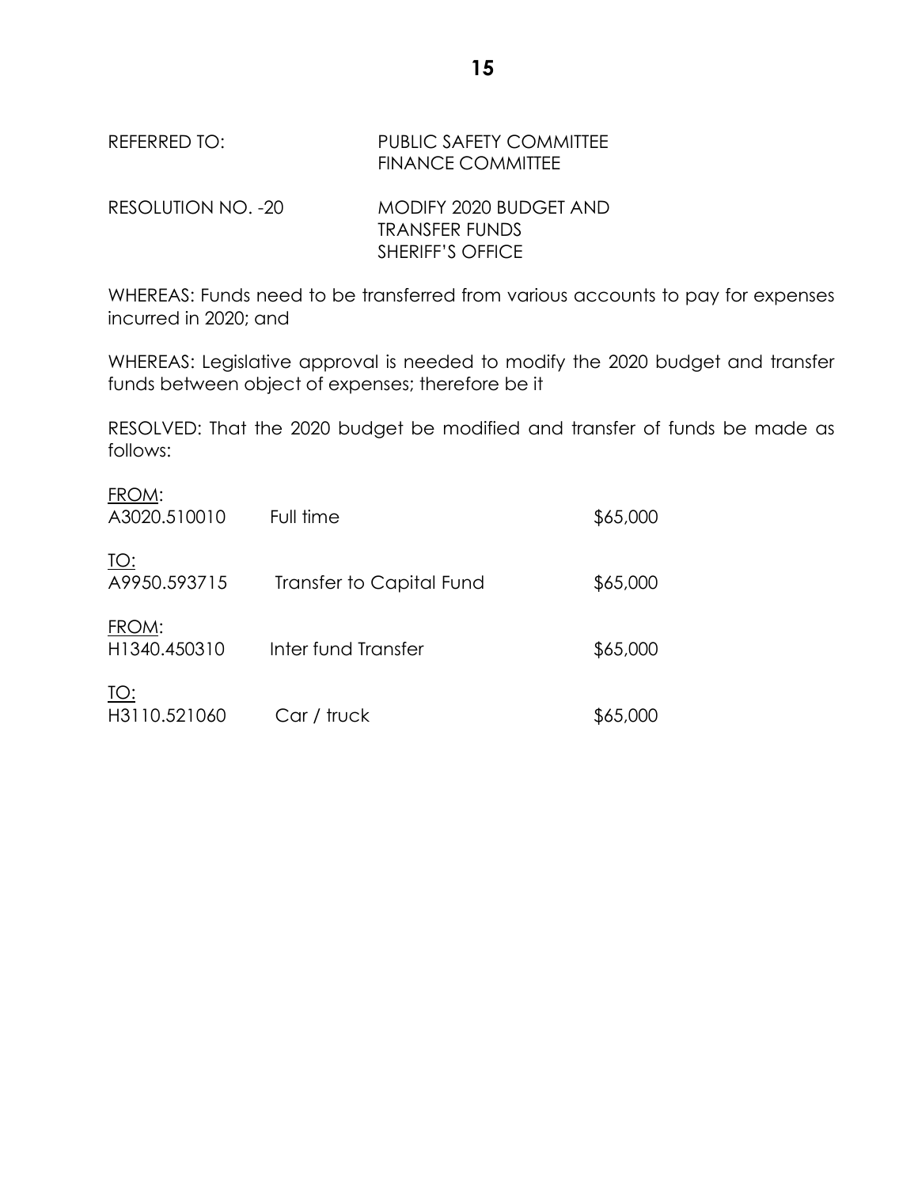REFERRED TO: PUBLIC SAFETY COMMITTEE
FINANCE COMMITTEE

RESOLUTION NO. -20 MODIFY 2020 BUDGET AND
TRANSFER FUNDS
SHERIFF'S OFFICE

WHEREAS: Funds need to be transferred from various accounts to pay for expenses incurred in 2020; and

WHEREAS: Legislative approval is needed to modify the 2020 budget and transfer funds between object of expenses; therefore be it

RESOLVED: That the 2020 budget be modified and transfer of funds be made as follows:

| | | |
|---|---|---|
| FROM: | | |
| A3020.510010 | Full time | $65,000 |
| TO: | | |
| A9950.593715 | Transfer to Capital Fund | $65,000 |
| FROM: | | |
| H1340.450310 | Inter fund Transfer | $65,000 |
| TO: | | |
| H3110.521060 | Car / truck | $65,000 |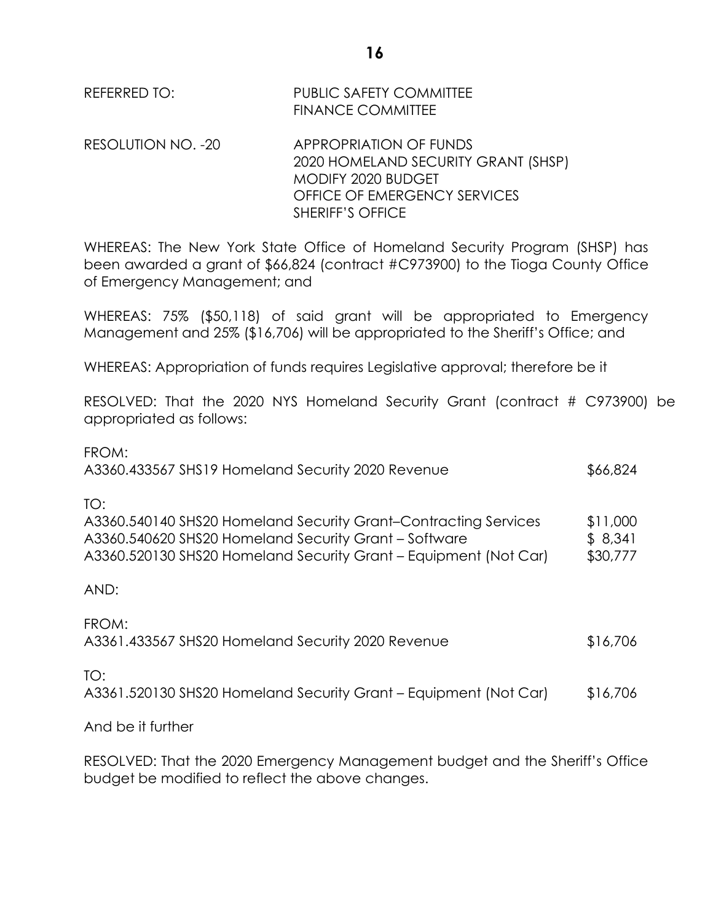REFERRED TO: PUBLIC SAFETY COMMITTEE
FINANCE COMMITTEE

RESOLUTION NO. -20 APPROPRIATION OF FUNDS
2020 HOMELAND SECURITY GRANT (SHSP)
MODIFY 2020 BUDGET
OFFICE OF EMERGENCY SERVICES
SHERIFF'S OFFICE

WHEREAS: The New York State Office of Homeland Security Program (SHSP) has been awarded a grant of $66,824 (contract #C973900) to the Tioga County Office of Emergency Management; and

WHEREAS: 75% ($50,118) of said grant will be appropriated to Emergency Management and 25% ($16,706) will be appropriated to the Sheriff's Office; and

WHEREAS: Appropriation of funds requires Legislative approval; therefore be it

RESOLVED: That the 2020 NYS Homeland Security Grant (contract # C973900) be appropriated as follows:

FROM:

| | |
|---|---|
| A3360.433567 SHS19 Homeland Security 2020 Revenue | $66,824 |

TO:

| | |
|---|---|
| A3360.540140 SHS20 Homeland Security Grant–Contracting Services | $11,000 |
| A3360.540620 SHS20 Homeland Security Grant – Software | $ 8,341 |
| A3360.520130 SHS20 Homeland Security Grant – Equipment (Not Car) | $30,777 |

AND:

FROM:

| | |
|---|---|
| A3361.433567 SHS20 Homeland Security 2020 Revenue | $16,706 |

TO:

| | |
|---|---|
| A3361.520130 SHS20 Homeland Security Grant – Equipment (Not Car) | $16,706 |

And be it further

RESOLVED: That the 2020 Emergency Management budget and the Sheriff's Office budget be modified to reflect the above changes.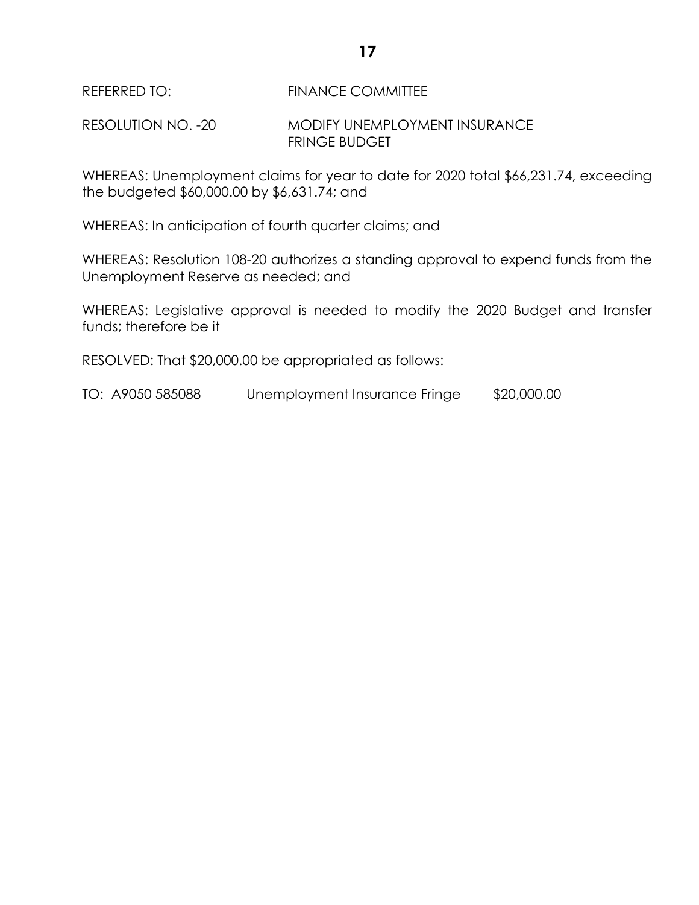REFERRED TO: FINANCE COMMITTEE

RESOLUTION NO. -20 MODIFY UNEMPLOYMENT INSURANCE FRINGE BUDGET

WHEREAS: Unemployment claims for year to date for 2020 total $66,231.74, exceeding the budgeted $60,000.00 by $6,631.74; and

WHEREAS: In anticipation of fourth quarter claims; and

WHEREAS: Resolution 108-20 authorizes a standing approval to expend funds from the Unemployment Reserve as needed; and

WHEREAS: Legislative approval is needed to modify the 2020 Budget and transfer funds; therefore be it

RESOLVED: That $20,000.00 be appropriated as follows:

TO: A9050 585088 Unemployment Insurance Fringe $20,000.00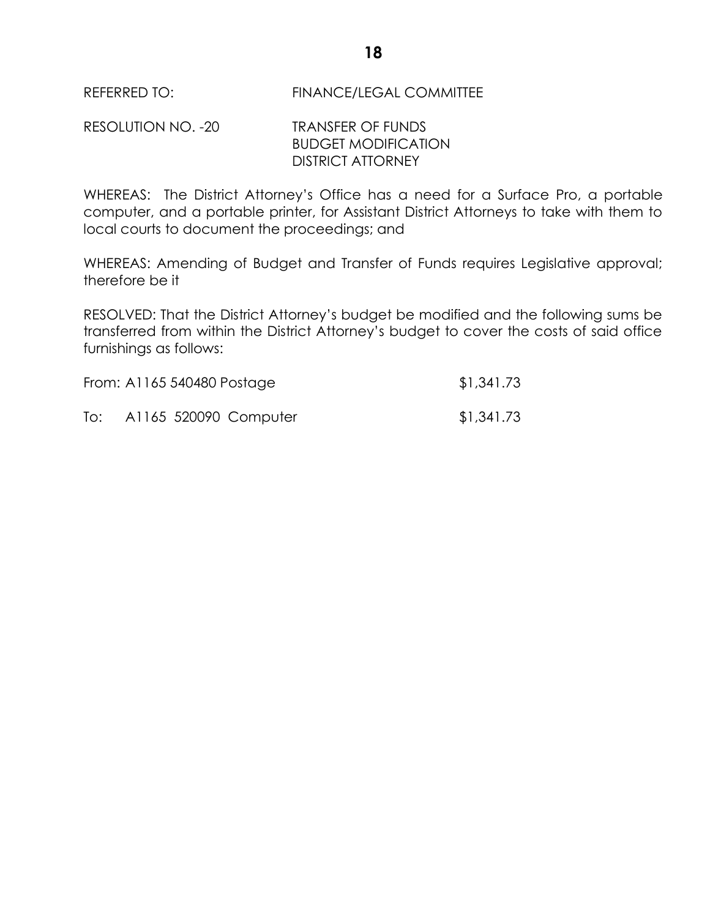REFERRED TO: FINANCE/LEGAL COMMITTEE

RESOLUTION NO. -20 TRANSFER OF FUNDS
BUDGET MODIFICATION
DISTRICT ATTORNEY

WHEREAS: The District Attorney's Office has a need for a Surface Pro, a portable computer, and a portable printer, for Assistant District Attorneys to take with them to local courts to document the proceedings; and

WHEREAS: Amending of Budget and Transfer of Funds requires Legislative approval; therefore be it

RESOLVED: That the District Attorney's budget be modified and the following sums be transferred from within the District Attorney's budget to cover the costs of said office furnishings as follows:

| | |
|---|---|
| From: A1165 540480 Postage | $1,341.73 |
| To: A1165 520090 Computer | $1,341.73 |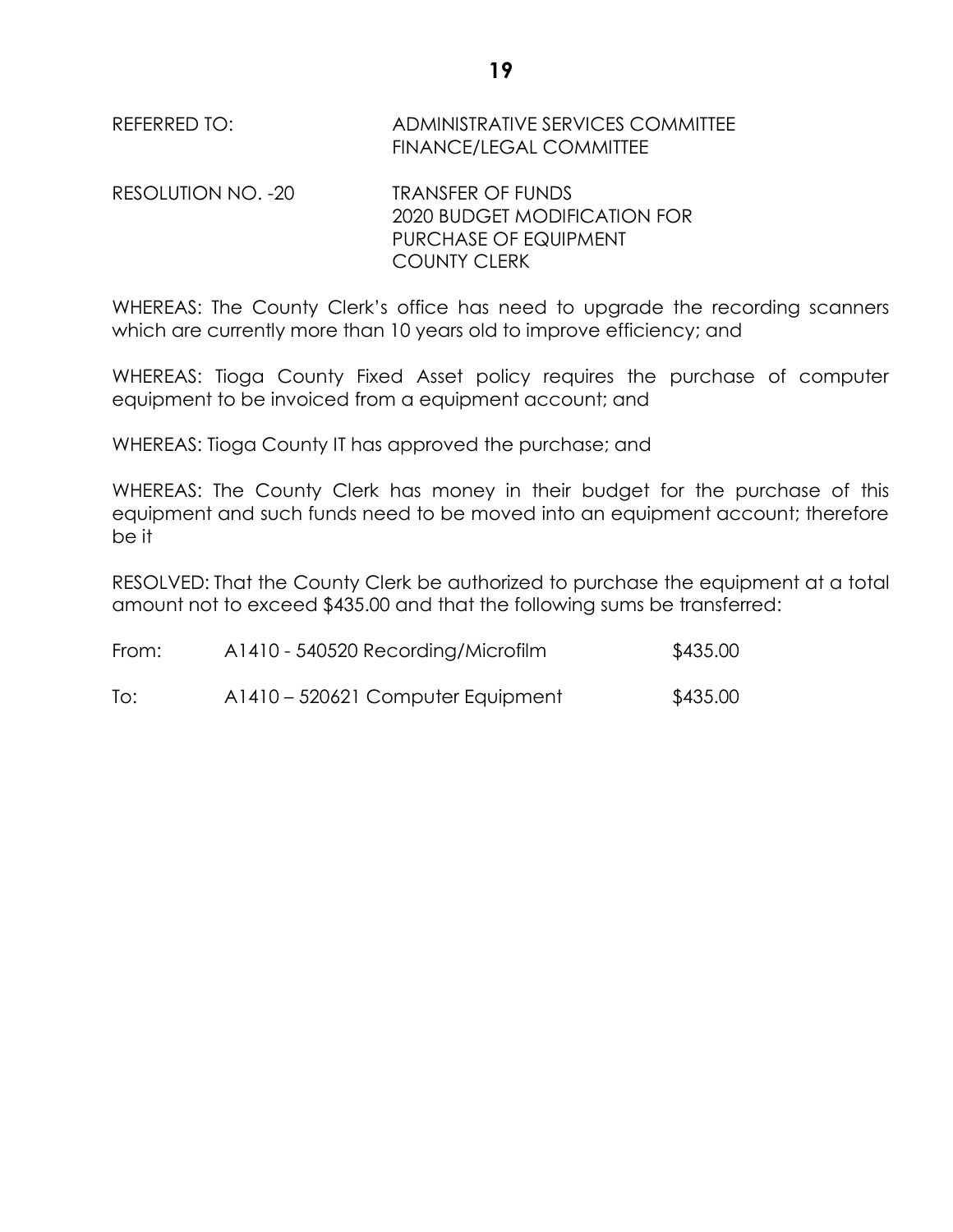REFERRED TO: ADMINISTRATIVE SERVICES COMMITTEE
FINANCE/LEGAL COMMITTEE

RESOLUTION NO. -20 TRANSFER OF FUNDS
2020 BUDGET MODIFICATION FOR
PURCHASE OF EQUIPMENT
COUNTY CLERK

WHEREAS: The County Clerk's office has need to upgrade the recording scanners which are currently more than 10 years old to improve efficiency; and

WHEREAS: Tioga County Fixed Asset policy requires the purchase of computer equipment to be invoiced from a equipment account; and

WHEREAS: Tioga County IT has approved the purchase; and

WHEREAS: The County Clerk has money in their budget for the purchase of this equipment and such funds need to be moved into an equipment account; therefore be it

RESOLVED: That the County Clerk be authorized to purchase the equipment at a total amount not to exceed $435.00 and that the following sums be transferred:

| | | |
|---|---|---|
| From: | A1410 - 540520 Recording/Microfilm | $435.00 |
| To: | A1410 – 520621 Computer Equipment | $435.00 |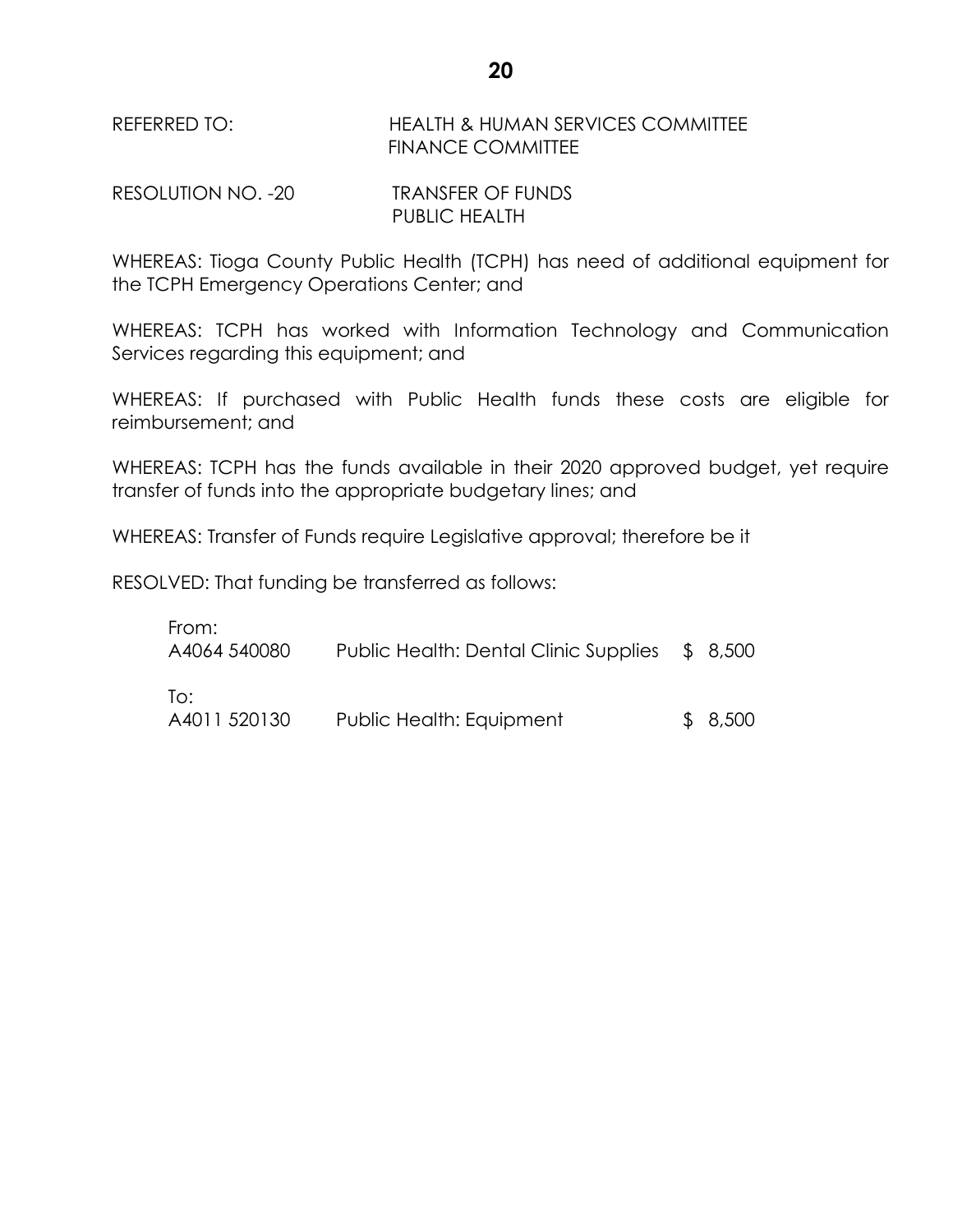REFERRED TO: HEALTH & HUMAN SERVICES COMMITTEE
FINANCE COMMITTEE

RESOLUTION NO. -20 TRANSFER OF FUNDS
PUBLIC HEALTH

WHEREAS: Tioga County Public Health (TCPH) has need of additional equipment for the TCPH Emergency Operations Center; and

WHEREAS: TCPH has worked with Information Technology and Communication Services regarding this equipment; and

WHEREAS: If purchased with Public Health funds these costs are eligible for reimbursement; and

WHEREAS: TCPH has the funds available in their 2020 approved budget, yet require transfer of funds into the appropriate budgetary lines; and

WHEREAS: Transfer of Funds require Legislative approval; therefore be it

RESOLVED: That funding be transferred as follows:

| | | |
|---|---|---|
| From: | | |
| A4064 540080 | Public Health: Dental Clinic Supplies | $ 8,500 |
| To: | | |
| A4011 520130 | Public Health: Equipment | $ 8,500 |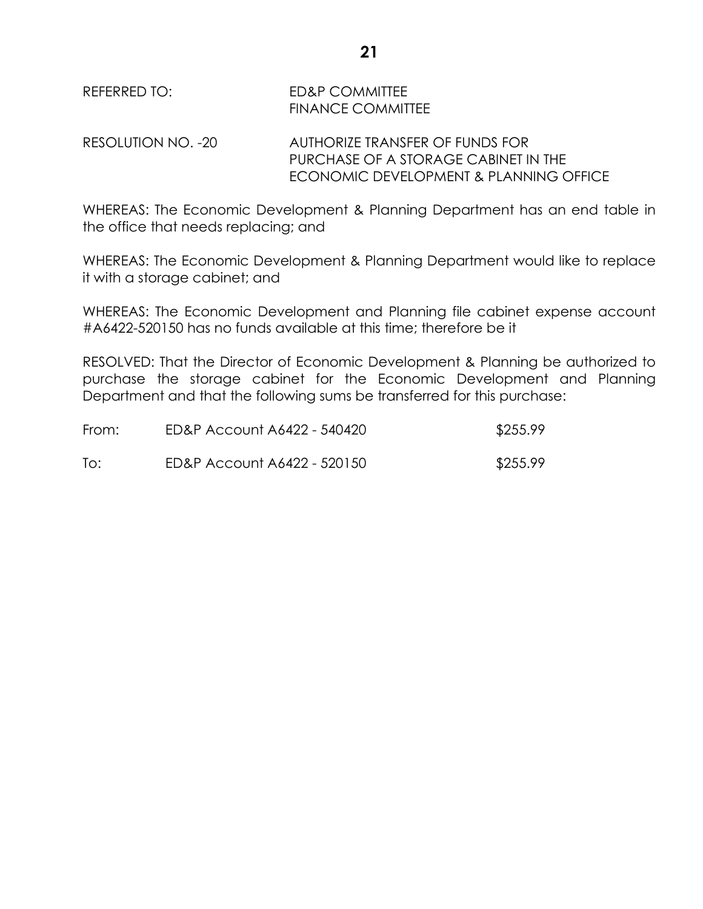REFERRED TO: ED&P COMMITTEE
FINANCE COMMITTEE

RESOLUTION NO. -20 AUTHORIZE TRANSFER OF FUNDS FOR PURCHASE OF A STORAGE CABINET IN THE ECONOMIC DEVELOPMENT & PLANNING OFFICE

WHEREAS: The Economic Development & Planning Department has an end table in the office that needs replacing; and

WHEREAS: The Economic Development & Planning Department would like to replace it with a storage cabinet; and

WHEREAS: The Economic Development and Planning file cabinet expense account #A6422-520150 has no funds available at this time; therefore be it

RESOLVED: That the Director of Economic Development & Planning be authorized to purchase the storage cabinet for the Economic Development and Planning Department and that the following sums be transferred for this purchase:

| | | |
|---|---|---|
| From: | ED&P Account A6422 - 540420 | $255.99 |
| To: | ED&P Account A6422 - 520150 | $255.99 |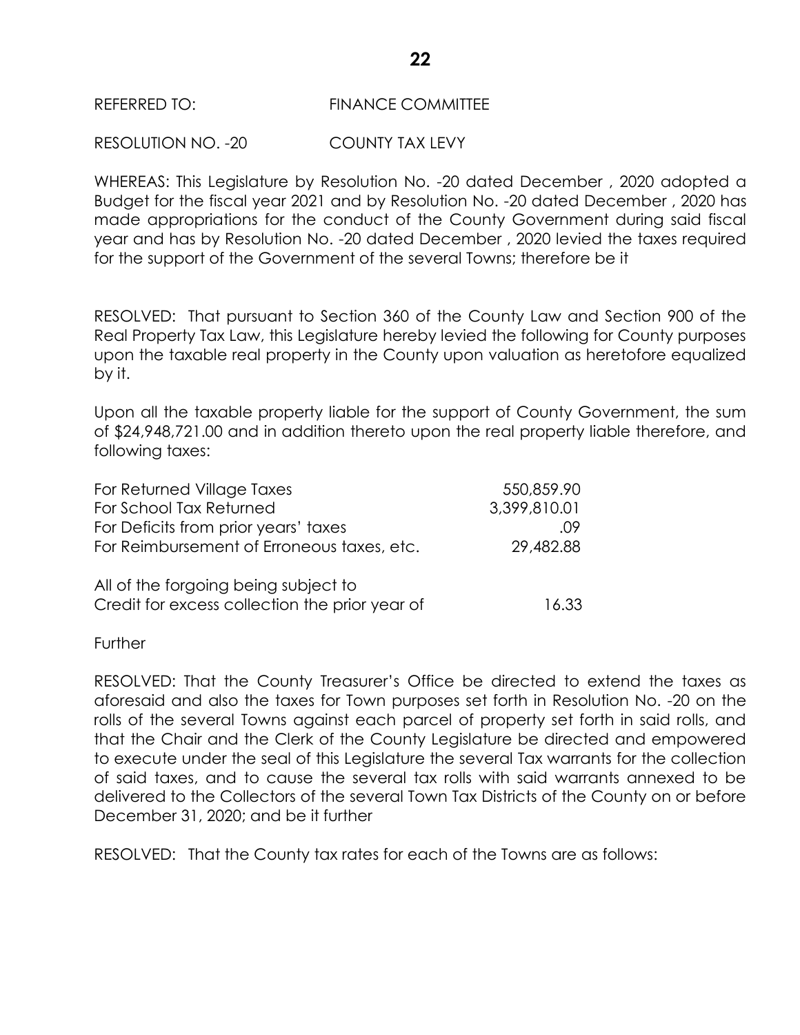REFERRED TO: FINANCE COMMITTEE

RESOLUTION NO. -20 COUNTY TAX LEVY

WHEREAS: This Legislature by Resolution No. -20 dated December , 2020 adopted a Budget for the fiscal year 2021 and by Resolution No. -20 dated December , 2020 has made appropriations for the conduct of the County Government during said fiscal year and has by Resolution No. -20 dated December , 2020 levied the taxes required for the support of the Government of the several Towns; therefore be it

RESOLVED: That pursuant to Section 360 of the County Law and Section 900 of the Real Property Tax Law, this Legislature hereby levied the following for County purposes upon the taxable real property in the County upon valuation as heretofore equalized by it.

Upon all the taxable property liable for the support of County Government, the sum of $24,948,721.00 and in addition thereto upon the real property liable therefore, and following taxes:

| | |
|---|---:|
| For Returned Village Taxes | 550,859.90 |
| For School Tax Returned | 3,399,810.01 |
| For Deficits from prior years' taxes | .09 |
| For Reimbursement of Erroneous taxes, etc. | 29,482.88 |
| All of the forgoing being subject to Credit for excess collection the prior year of | 16.33 |

Further

RESOLVED: That the County Treasurer's Office be directed to extend the taxes as aforesaid and also the taxes for Town purposes set forth in Resolution No. -20 on the rolls of the several Towns against each parcel of property set forth in said rolls, and that the Chair and the Clerk of the County Legislature be directed and empowered to execute under the seal of this Legislature the several Tax warrants for the collection of said taxes, and to cause the several tax rolls with said warrants annexed to be delivered to the Collectors of the several Town Tax Districts of the County on or before December 31, 2020; and be it further

RESOLVED: That the County tax rates for each of the Towns are as follows: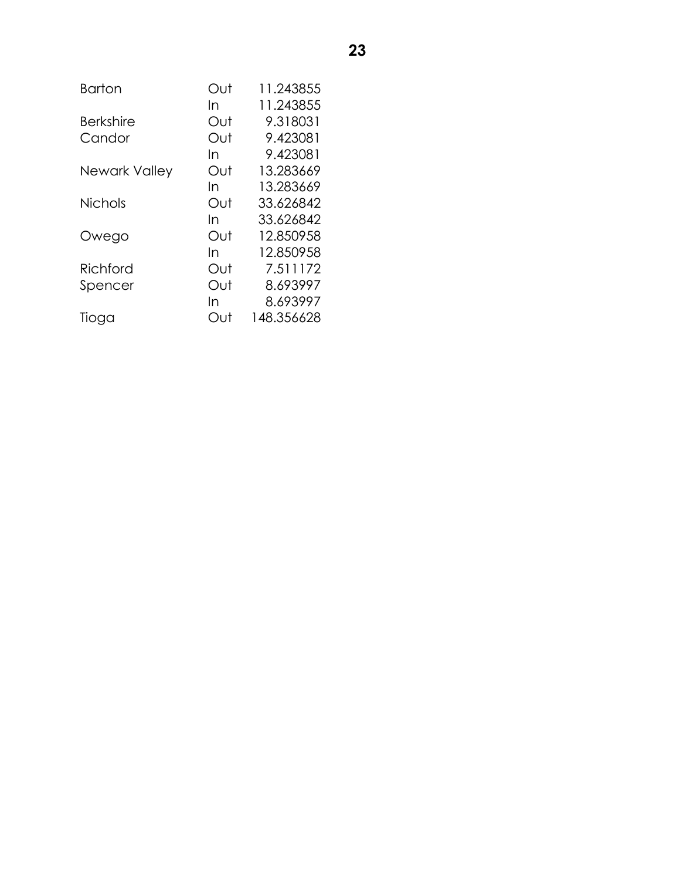| | | |
|---|---|---|
| Barton | Out | 11.243855 |
| | In | 11.243855 |
| Berkshire | Out | 9.318031 |
| Candor | Out | 9.423081 |
| | In | 9.423081 |
| Newark Valley | Out | 13.283669 |
| | In | 13.283669 |
| Nichols | Out | 33.626842 |
| | In | 33.626842 |
| Owego | Out | 12.850958 |
| | In | 12.850958 |
| Richford | Out | 7.511172 |
| Spencer | Out | 8.693997 |
| | In | 8.693997 |
| Tioga | Out | 148.356628 |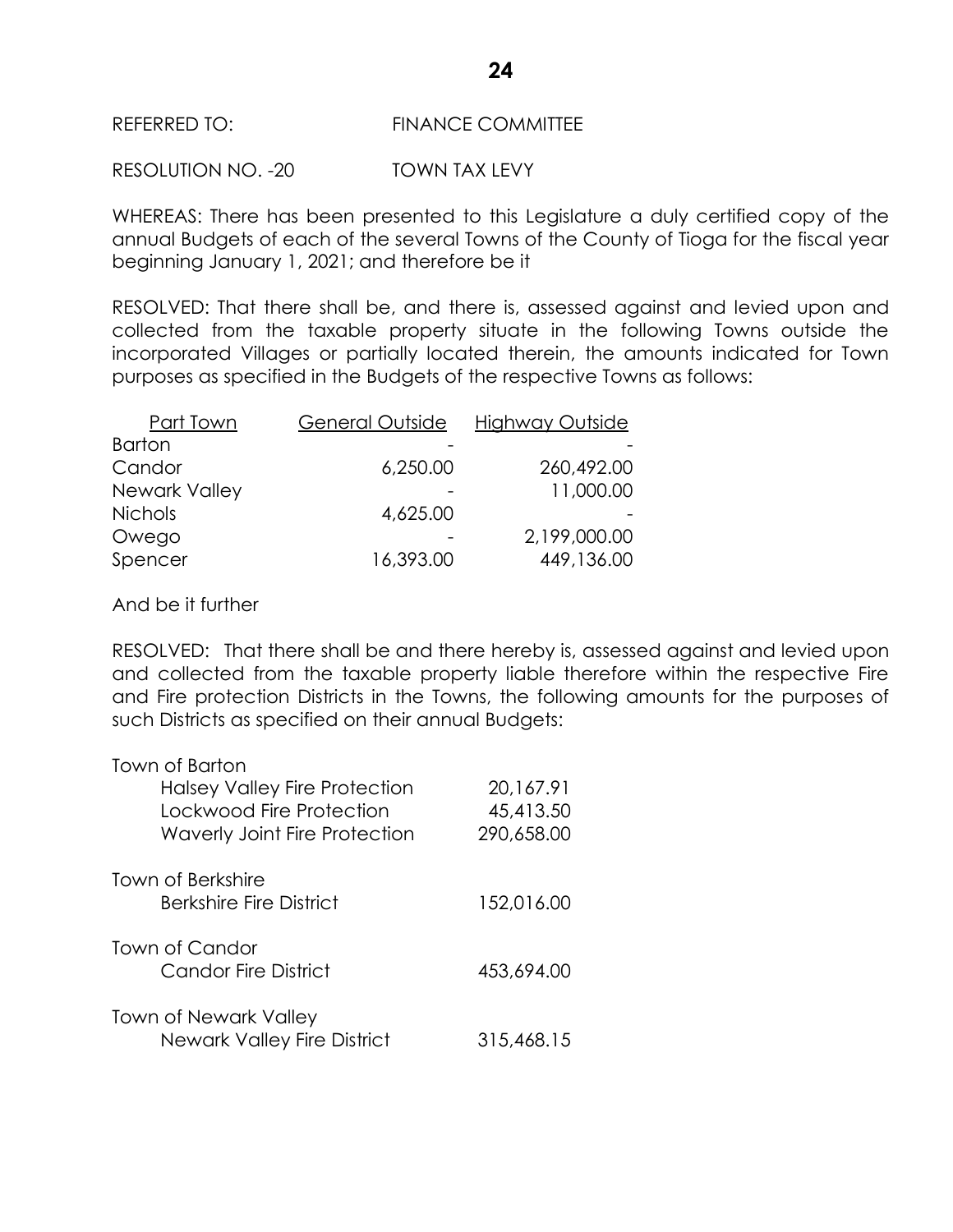REFERRED TO: FINANCE COMMITTEE

RESOLUTION NO. -20 TOWN TAX LEVY

WHEREAS: There has been presented to this Legislature a duly certified copy of the annual Budgets of each of the several Towns of the County of Tioga for the fiscal year beginning January 1, 2021; and therefore be it

RESOLVED: That there shall be, and there is, assessed against and levied upon and collected from the taxable property situate in the following Towns outside the incorporated Villages or partially located therein, the amounts indicated for Town purposes as specified in the Budgets of the respective Towns as follows:

| Part Town | General Outside | Highway Outside |
|---|---|---|
| Barton | - | - |
| Candor | 6,250.00 | 260,492.00 |
| Newark Valley | - | 11,000.00 |
| Nichols | 4,625.00 | - |
| Owego | - | 2,199,000.00 |
| Spencer | 16,393.00 | 449,136.00 |

And be it further

RESOLVED: That there shall be and there hereby is, assessed against and levied upon and collected from the taxable property liable therefore within the respective Fire and Fire protection Districts in the Towns, the following amounts for the purposes of such Districts as specified on their annual Budgets:

| | |
|---|---|
| Town of Barton | |
| Halsey Valley Fire Protection | 20,167.91 |
| Lockwood Fire Protection | 45,413.50 |
| Waverly Joint Fire Protection | 290,658.00 |
| Town of Berkshire | |
| Berkshire Fire District | 152,016.00 |
| Town of Candor | |
| Candor Fire District | 453,694.00 |
| Town of Newark Valley | |
| Newark Valley Fire District | 315,468.15 |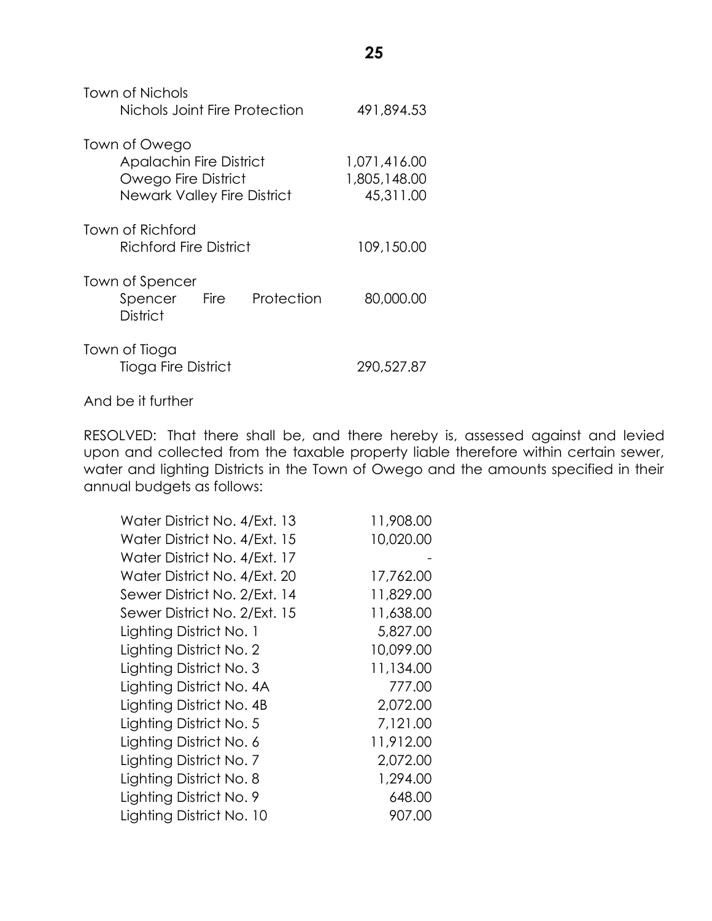Town of Nichols

| | |
|---|---|
| Nichols Joint Fire Protection | 491,894.53 |

Town of Owego

| | |
|---|---|
| Apalachin Fire District | 1,071,416.00 |
| Owego Fire District | 1,805,148.00 |
| Newark Valley Fire District | 45,311.00 |

Town of Richford

| | |
|---|---|
| Richford Fire District | 109,150.00 |

Town of Spencer

| | |
|---|---|
| Spencer Fire Protection District | 80,000.00 |

Town of Tioga

| | |
|---|---|
| Tioga Fire District | 290,527.87 |

And be it further

RESOLVED: That there shall be, and there hereby is, assessed against and levied upon and collected from the taxable property liable therefore within certain sewer, water and lighting Districts in the Town of Owego and the amounts specified in their annual budgets as follows:

| | |
|---|---|
| Water District No. 4/Ext. 13 | 11,908.00 |
| Water District No. 4/Ext. 15 | 10,020.00 |
| Water District No. 4/Ext. 17 | - |
| Water District No. 4/Ext. 20 | 17,762.00 |
| Sewer District No. 2/Ext. 14 | 11,829.00 |
| Sewer District No. 2/Ext. 15 | 11,638.00 |
| Lighting District No. 1 | 5,827.00 |
| Lighting District No. 2 | 10,099.00 |
| Lighting District No. 3 | 11,134.00 |
| Lighting District No. 4A | 777.00 |
| Lighting District No. 4B | 2,072.00 |
| Lighting District No. 5 | 7,121.00 |
| Lighting District No. 6 | 11,912.00 |
| Lighting District No. 7 | 2,072.00 |
| Lighting District No. 8 | 1,294.00 |
| Lighting District No. 9 | 648.00 |
| Lighting District No. 10 | 907.00 |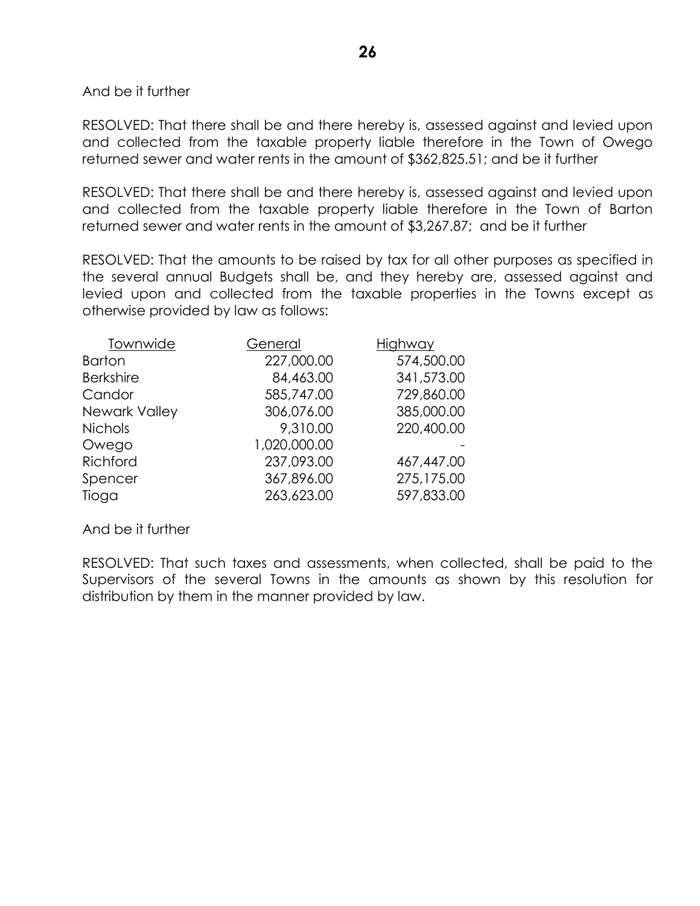And be it further

RESOLVED: That there shall be and there hereby is, assessed against and levied upon and collected from the taxable property liable therefore in the Town of Owego returned sewer and water rents in the amount of $362,825.51; and be it further

RESOLVED: That there shall be and there hereby is, assessed against and levied upon and collected from the taxable property liable therefore in the Town of Barton returned sewer and water rents in the amount of $3,267.87; and be it further

RESOLVED: That the amounts to be raised by tax for all other purposes as specified in the several annual Budgets shall be, and they hereby are, assessed against and levied upon and collected from the taxable properties in the Towns except as otherwise provided by law as follows:

| Townwide | General | Highway |
|---|---:|---:|
| Barton | 227,000.00 | 574,500.00 |
| Berkshire | 84,463.00 | 341,573.00 |
| Candor | 585,747.00 | 729,860.00 |
| Newark Valley | 306,076.00 | 385,000.00 |
| Nichols | 9,310.00 | 220,400.00 |
| Owego | 1,020,000.00 | - |
| Richford | 237,093.00 | 467,447.00 |
| Spencer | 367,896.00 | 275,175.00 |
| Tioga | 263,623.00 | 597,833.00 |

And be it further

RESOLVED: That such taxes and assessments, when collected, shall be paid to the Supervisors of the several Towns in the amounts as shown by this resolution for distribution by them in the manner provided by law.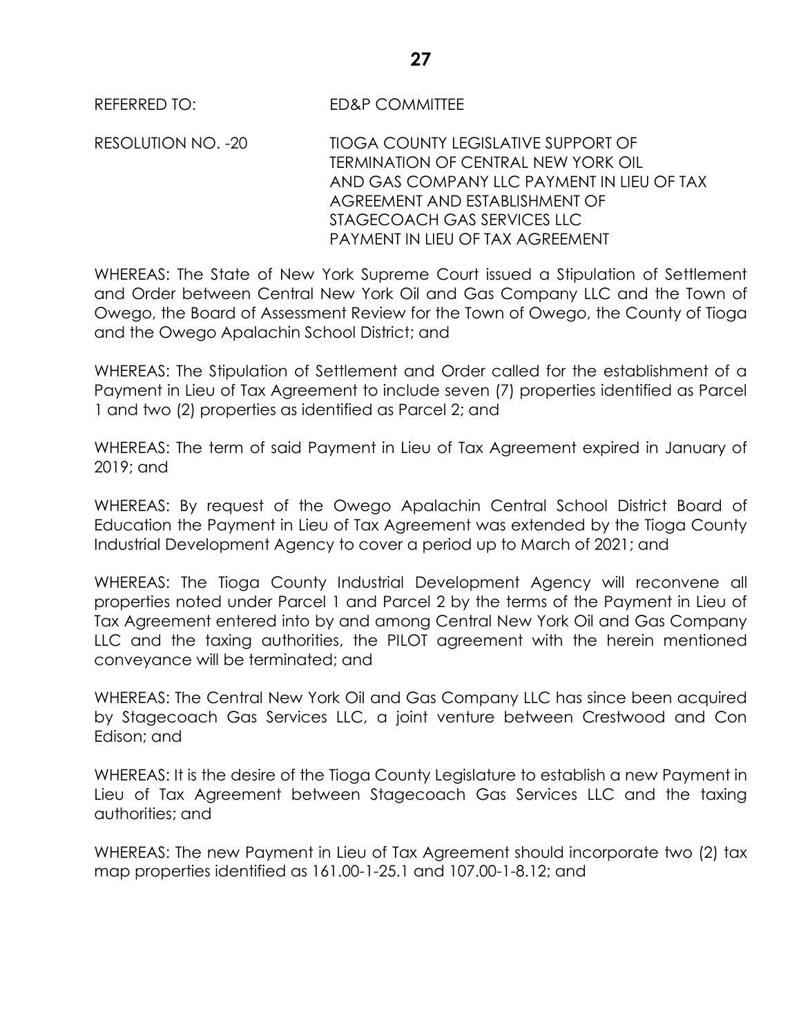REFERRED TO: ED&P COMMITTEE

RESOLUTION NO. -20 TIOGA COUNTY LEGISLATIVE SUPPORT OF TERMINATION OF CENTRAL NEW YORK OIL AND GAS COMPANY LLC PAYMENT IN LIEU OF TAX AGREEMENT AND ESTABLISHMENT OF STAGECOACH GAS SERVICES LLC PAYMENT IN LIEU OF TAX AGREEMENT

WHEREAS: The State of New York Supreme Court issued a Stipulation of Settlement and Order between Central New York Oil and Gas Company LLC and the Town of Owego, the Board of Assessment Review for the Town of Owego, the County of Tioga and the Owego Apalachin School District; and

WHEREAS: The Stipulation of Settlement and Order called for the establishment of a Payment in Lieu of Tax Agreement to include seven (7) properties identified as Parcel 1 and two (2) properties as identified as Parcel 2; and

WHEREAS: The term of said Payment in Lieu of Tax Agreement expired in January of 2019; and

WHEREAS: By request of the Owego Apalachin Central School District Board of Education the Payment in Lieu of Tax Agreement was extended by the Tioga County Industrial Development Agency to cover a period up to March of 2021; and

WHEREAS: The Tioga County Industrial Development Agency will reconvene all properties noted under Parcel 1 and Parcel 2 by the terms of the Payment in Lieu of Tax Agreement entered into by and among Central New York Oil and Gas Company LLC and the taxing authorities, the PILOT agreement with the herein mentioned conveyance will be terminated; and

WHEREAS: The Central New York Oil and Gas Company LLC has since been acquired by Stagecoach Gas Services LLC, a joint venture between Crestwood and Con Edison; and

WHEREAS: It is the desire of the Tioga County Legislature to establish a new Payment in Lieu of Tax Agreement between Stagecoach Gas Services LLC and the taxing authorities; and

WHEREAS: The new Payment in Lieu of Tax Agreement should incorporate two (2) tax map properties identified as 161.00-1-25.1 and 107.00-1-8.12; and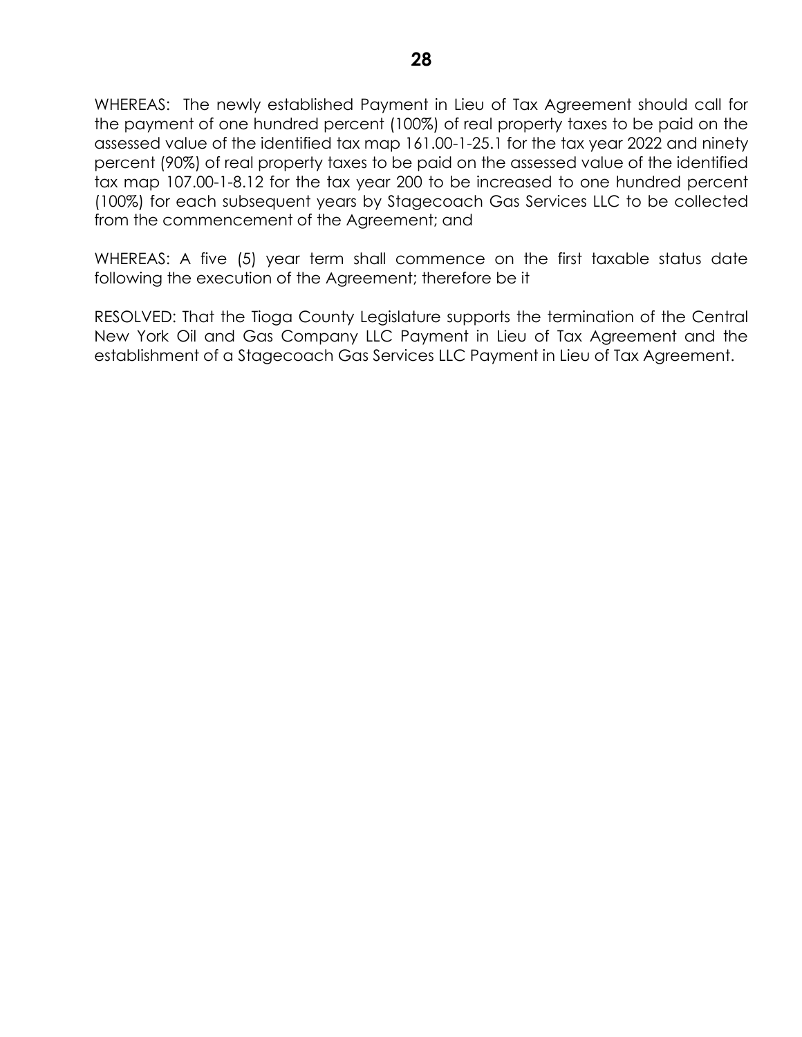WHEREAS: The newly established Payment in Lieu of Tax Agreement should call for the payment of one hundred percent (100%) of real property taxes to be paid on the assessed value of the identified tax map 161.00-1-25.1 for the tax year 2022 and ninety percent (90%) of real property taxes to be paid on the assessed value of the identified tax map 107.00-1-8.12 for the tax year 200 to be increased to one hundred percent (100%) for each subsequent years by Stagecoach Gas Services LLC to be collected from the commencement of the Agreement; and

WHEREAS: A five (5) year term shall commence on the first taxable status date following the execution of the Agreement; therefore be it

RESOLVED: That the Tioga County Legislature supports the termination of the Central New York Oil and Gas Company LLC Payment in Lieu of Tax Agreement and the establishment of a Stagecoach Gas Services LLC Payment in Lieu of Tax Agreement.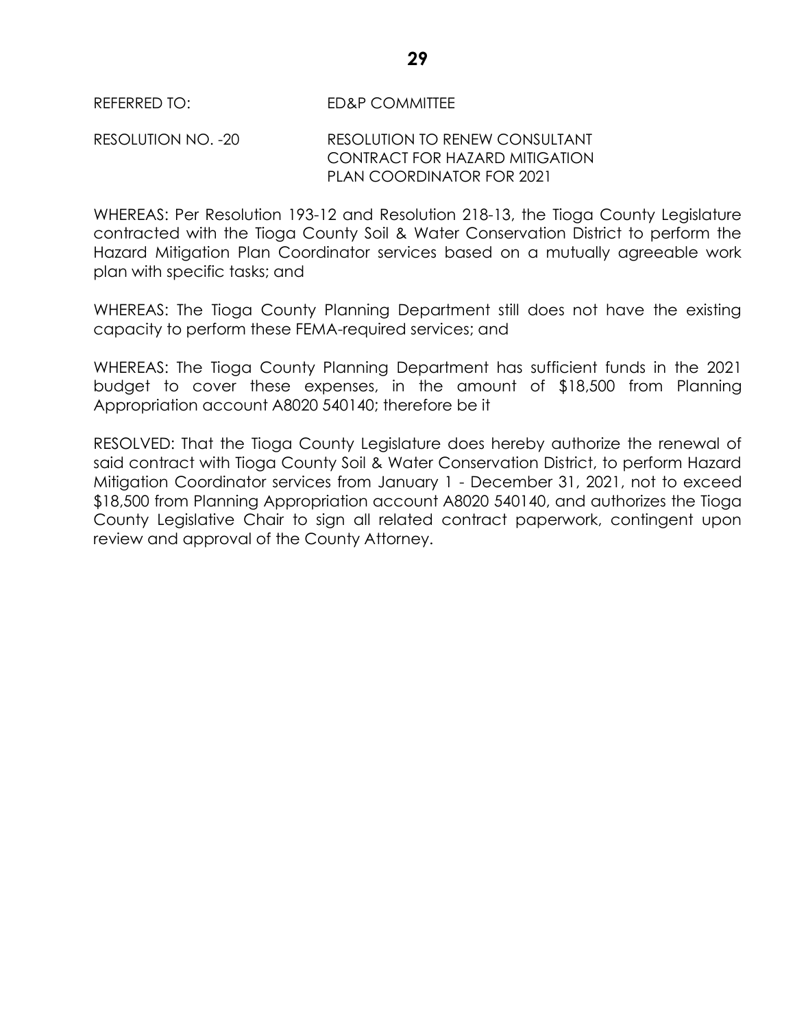REFERRED TO: ED&P COMMITTEE

RESOLUTION NO. -20 RESOLUTION TO RENEW CONSULTANT CONTRACT FOR HAZARD MITIGATION PLAN COORDINATOR FOR 2021

WHEREAS: Per Resolution 193-12 and Resolution 218-13, the Tioga County Legislature contracted with the Tioga County Soil & Water Conservation District to perform the Hazard Mitigation Plan Coordinator services based on a mutually agreeable work plan with specific tasks; and

WHEREAS: The Tioga County Planning Department still does not have the existing capacity to perform these FEMA-required services; and

WHEREAS: The Tioga County Planning Department has sufficient funds in the 2021 budget to cover these expenses, in the amount of $18,500 from Planning Appropriation account A8020 540140; therefore be it

RESOLVED: That the Tioga County Legislature does hereby authorize the renewal of said contract with Tioga County Soil & Water Conservation District, to perform Hazard Mitigation Coordinator services from January 1 - December 31, 2021, not to exceed $18,500 from Planning Appropriation account A8020 540140, and authorizes the Tioga County Legislative Chair to sign all related contract paperwork, contingent upon review and approval of the County Attorney.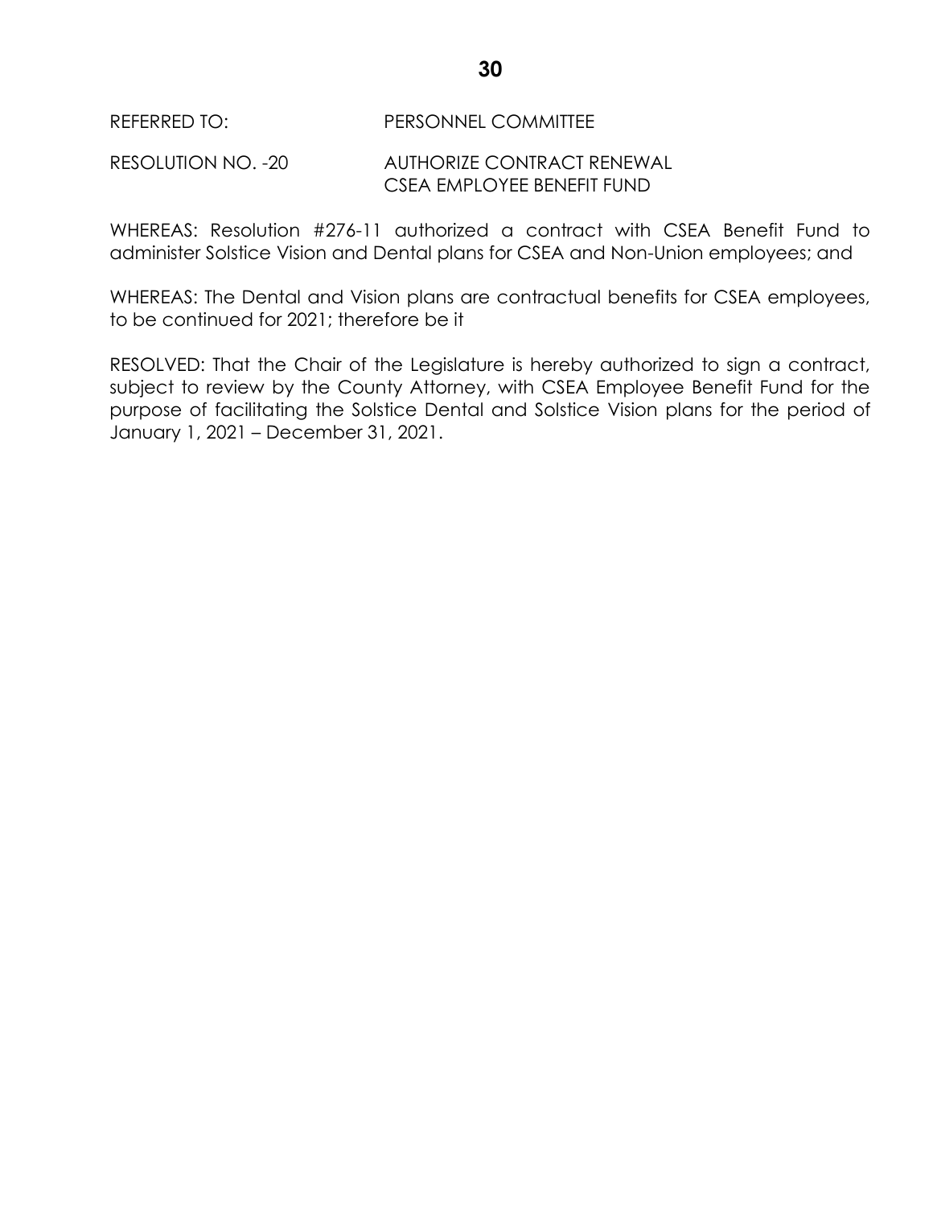REFERRED TO: PERSONNEL COMMITTEE

RESOLUTION NO. -20 AUTHORIZE CONTRACT RENEWAL
CSEA EMPLOYEE BENEFIT FUND

WHEREAS: Resolution #276-11 authorized a contract with CSEA Benefit Fund to administer Solstice Vision and Dental plans for CSEA and Non-Union employees; and

WHEREAS: The Dental and Vision plans are contractual benefits for CSEA employees, to be continued for 2021; therefore be it

RESOLVED: That the Chair of the Legislature is hereby authorized to sign a contract, subject to review by the County Attorney, with CSEA Employee Benefit Fund for the purpose of facilitating the Solstice Dental and Solstice Vision plans for the period of January 1, 2021 – December 31, 2021.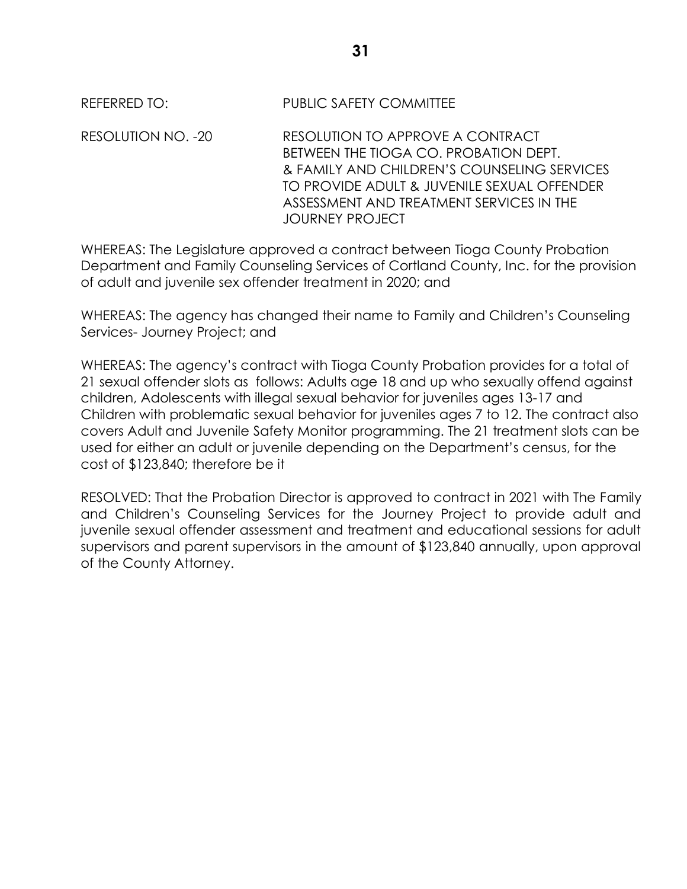REFERRED TO: PUBLIC SAFETY COMMITTEE

RESOLUTION NO. -20 RESOLUTION TO APPROVE A CONTRACT BETWEEN THE TIOGA CO. PROBATION DEPT. & FAMILY AND CHILDREN'S COUNSELING SERVICES TO PROVIDE ADULT & JUVENILE SEXUAL OFFENDER ASSESSMENT AND TREATMENT SERVICES IN THE JOURNEY PROJECT

WHEREAS: The Legislature approved a contract between Tioga County Probation Department and Family Counseling Services of Cortland County, Inc. for the provision of adult and juvenile sex offender treatment in 2020; and

WHEREAS: The agency has changed their name to Family and Children's Counseling Services- Journey Project; and

WHEREAS: The agency's contract with Tioga County Probation provides for a total of 21 sexual offender slots as follows: Adults age 18 and up who sexually offend against children, Adolescents with illegal sexual behavior for juveniles ages 13-17 and Children with problematic sexual behavior for juveniles ages 7 to 12. The contract also covers Adult and Juvenile Safety Monitor programming. The 21 treatment slots can be used for either an adult or juvenile depending on the Department's census, for the cost of $123,840; therefore be it

RESOLVED: That the Probation Director is approved to contract in 2021 with The Family and Children's Counseling Services for the Journey Project to provide adult and juvenile sexual offender assessment and treatment and educational sessions for adult supervisors and parent supervisors in the amount of $123,840 annually, upon approval of the County Attorney.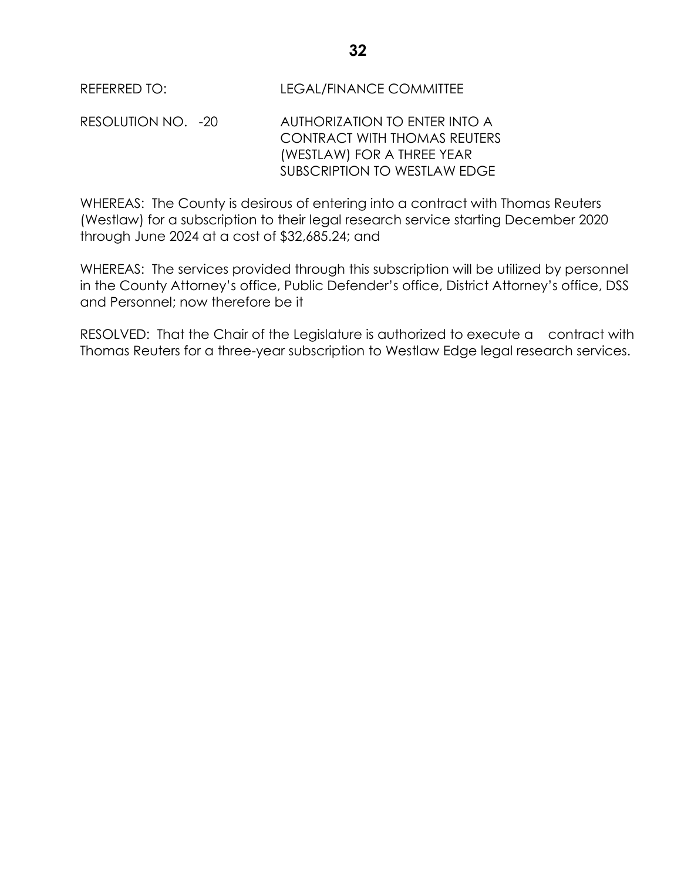REFERRED TO: LEGAL/FINANCE COMMITTEE

RESOLUTION NO. -20 AUTHORIZATION TO ENTER INTO A CONTRACT WITH THOMAS REUTERS (WESTLAW) FOR A THREE YEAR SUBSCRIPTION TO WESTLAW EDGE

WHEREAS: The County is desirous of entering into a contract with Thomas Reuters (Westlaw) for a subscription to their legal research service starting December 2020 through June 2024 at a cost of $32,685.24; and

WHEREAS: The services provided through this subscription will be utilized by personnel in the County Attorney's office, Public Defender's office, District Attorney's office, DSS and Personnel; now therefore be it

RESOLVED: That the Chair of the Legislature is authorized to execute a contract with Thomas Reuters for a three-year subscription to Westlaw Edge legal research services.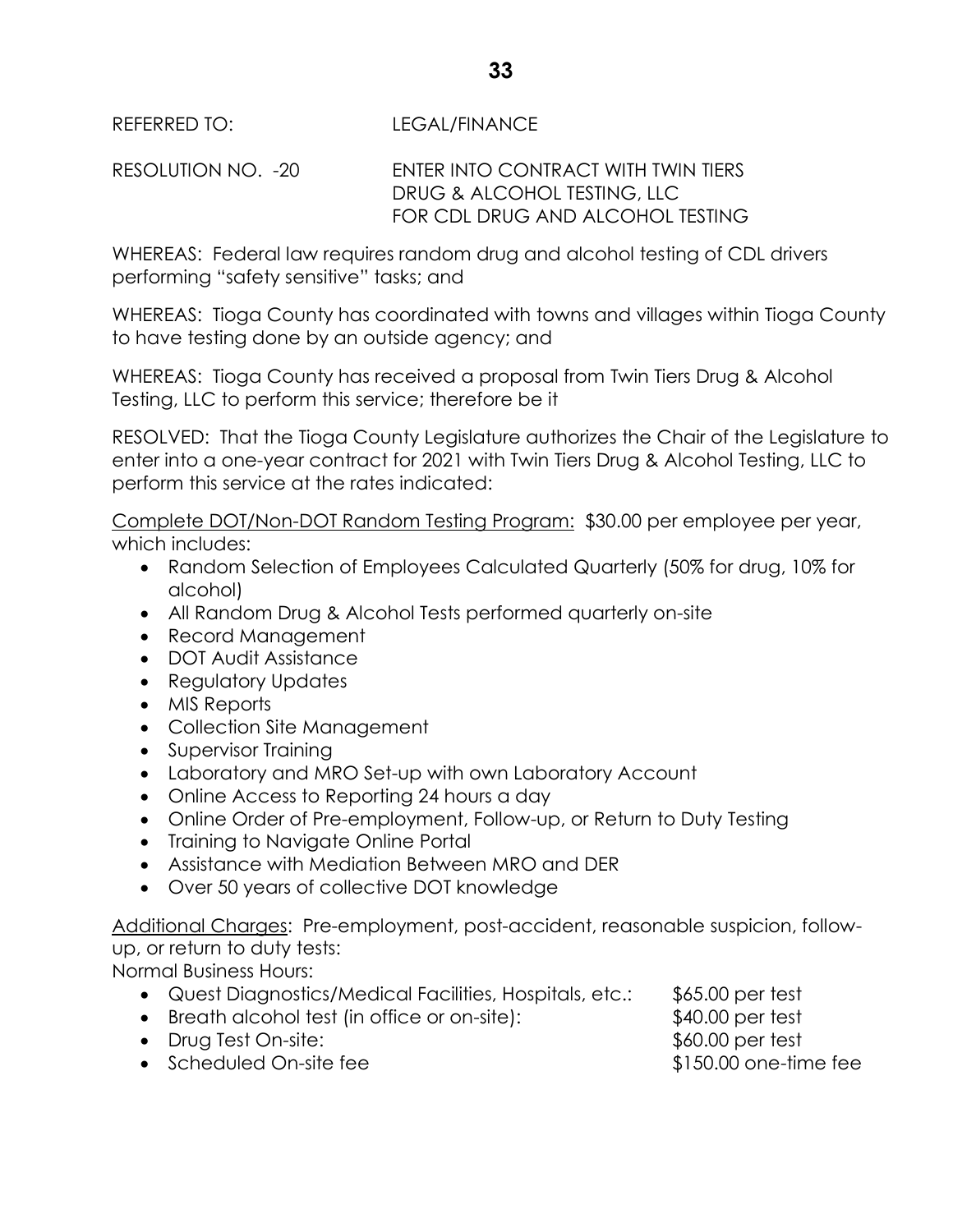REFERRED TO: LEGAL/FINANCE

RESOLUTION NO. -20 ENTER INTO CONTRACT WITH TWIN TIERS DRUG & ALCOHOL TESTING, LLC FOR CDL DRUG AND ALCOHOL TESTING

WHEREAS: Federal law requires random drug and alcohol testing of CDL drivers performing "safety sensitive" tasks; and

WHEREAS: Tioga County has coordinated with towns and villages within Tioga County to have testing done by an outside agency; and

WHEREAS: Tioga County has received a proposal from Twin Tiers Drug & Alcohol Testing, LLC to perform this service; therefore be it

RESOLVED: That the Tioga County Legislature authorizes the Chair of the Legislature to enter into a one-year contract for 2021 with Twin Tiers Drug & Alcohol Testing, LLC to perform this service at the rates indicated:

<u>Complete DOT/Non-DOT Random Testing Program:</u> $30.00 per employee per year, which includes:

- Random Selection of Employees Calculated Quarterly (50% for drug, 10% for alcohol)
- All Random Drug & Alcohol Tests performed quarterly on-site
- Record Management
- DOT Audit Assistance
- Regulatory Updates
- MIS Reports
- Collection Site Management
- Supervisor Training
- Laboratory and MRO Set-up with own Laboratory Account
- Online Access to Reporting 24 hours a day
- Online Order of Pre-employment, Follow-up, or Return to Duty Testing
- Training to Navigate Online Portal
- Assistance with Mediation Between MRO and DER
- Over 50 years of collective DOT knowledge

<u>Additional Charges</u>: Pre-employment, post-accident, reasonable suspicion, follow-up, or return to duty tests:

Normal Business Hours:

- Quest Diagnostics/Medical Facilities, Hospitals, etc.: $65.00 per test
- Breath alcohol test (in office or on-site): $40.00 per test
- Drug Test On-site: $60.00 per test
- Scheduled On-site fee $150.00 one-time fee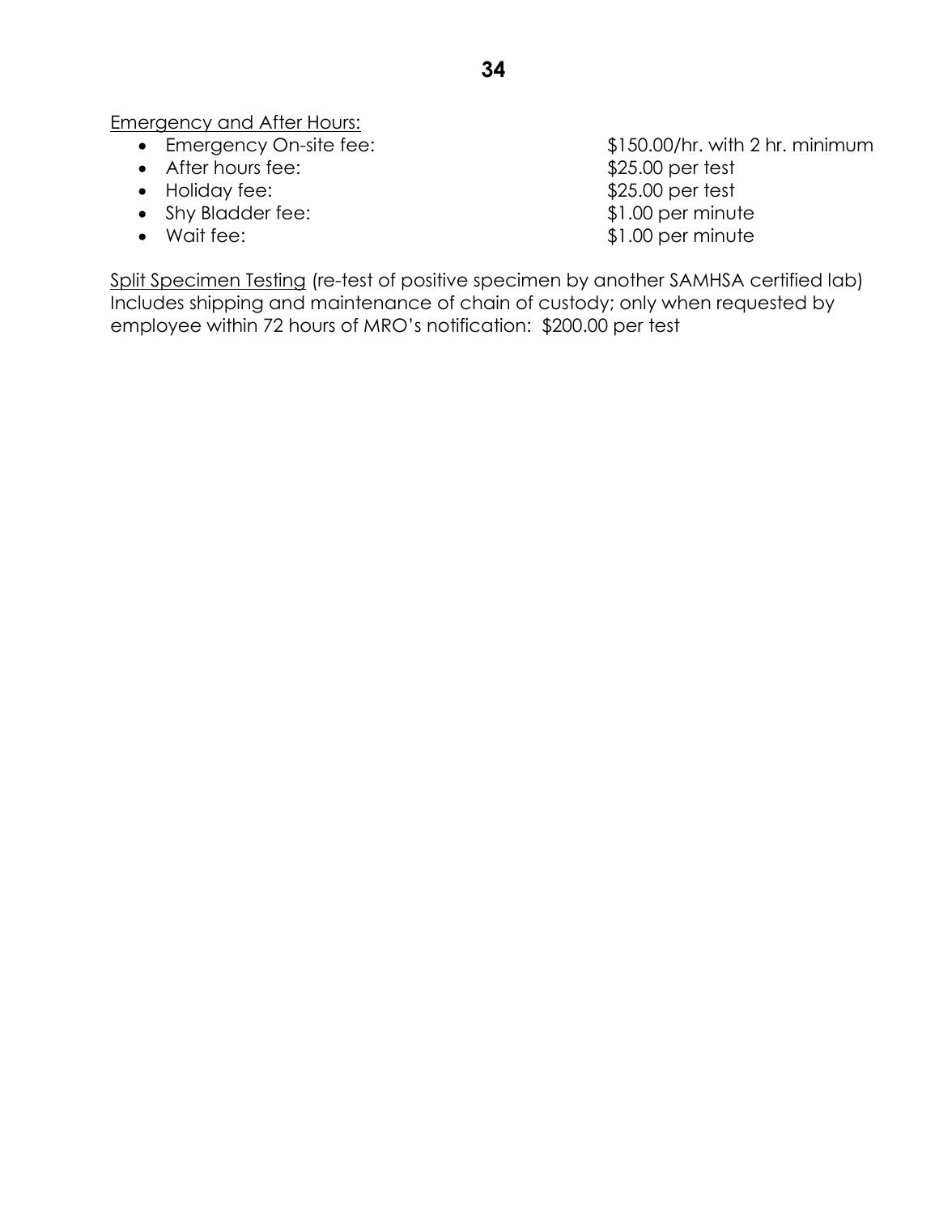Emergency and After Hours:

- Emergency On-site fee: $150.00/hr. with 2 hr. minimum
- After hours fee: $25.00 per test
- Holiday fee: $25.00 per test
- Shy Bladder fee: $1.00 per minute
- Wait fee: $1.00 per minute

Split Specimen Testing (re-test of positive specimen by another SAMHSA certified lab) Includes shipping and maintenance of chain of custody; only when requested by employee within 72 hours of MRO's notification: $200.00 per test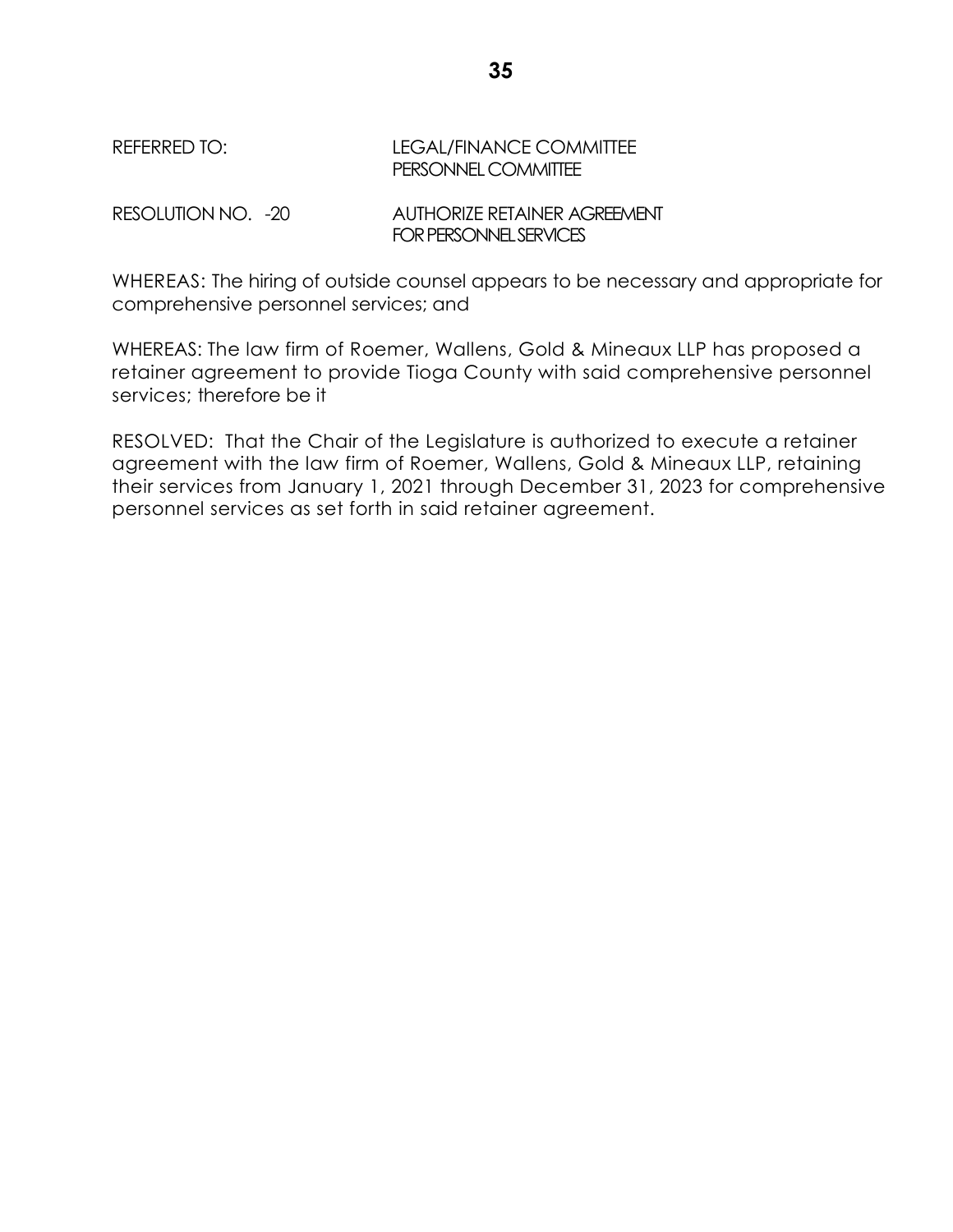REFERRED TO: LEGAL/FINANCE COMMITTEE
PERSONNEL COMMITTEE

RESOLUTION NO. -20 AUTHORIZE RETAINER AGREEMENT
FOR PERSONNEL SERVICES

WHEREAS: The hiring of outside counsel appears to be necessary and appropriate for comprehensive personnel services; and

WHEREAS: The law firm of Roemer, Wallens, Gold & Mineaux LLP has proposed a retainer agreement to provide Tioga County with said comprehensive personnel services; therefore be it

RESOLVED: That the Chair of the Legislature is authorized to execute a retainer agreement with the law firm of Roemer, Wallens, Gold & Mineaux LLP, retaining their services from January 1, 2021 through December 31, 2023 for comprehensive personnel services as set forth in said retainer agreement.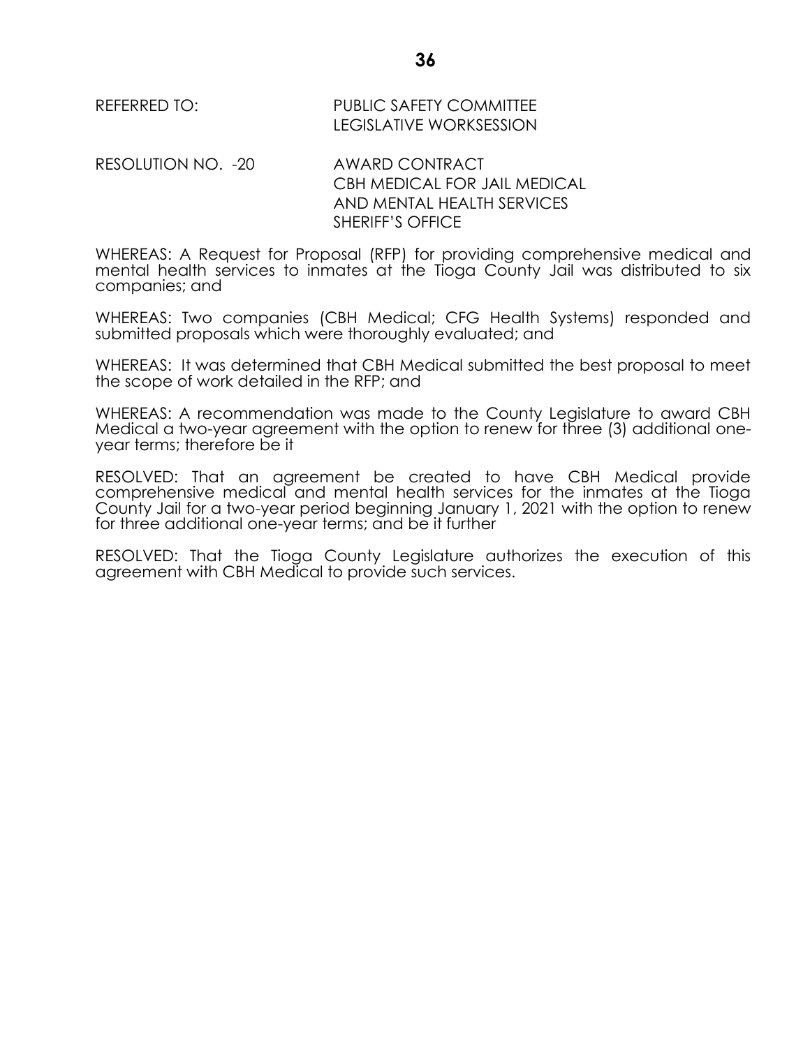REFERRED TO: PUBLIC SAFETY COMMITTEE
LEGISLATIVE WORKSESSION

RESOLUTION NO. -20 AWARD CONTRACT
CBH MEDICAL FOR JAIL MEDICAL
AND MENTAL HEALTH SERVICES
SHERIFF'S OFFICE

WHEREAS: A Request for Proposal (RFP) for providing comprehensive medical and mental health services to inmates at the Tioga County Jail was distributed to six companies; and

WHEREAS: Two companies (CBH Medical; CFG Health Systems) responded and submitted proposals which were thoroughly evaluated; and

WHEREAS: It was determined that CBH Medical submitted the best proposal to meet the scope of work detailed in the RFP; and

WHEREAS: A recommendation was made to the County Legislature to award CBH Medical a two-year agreement with the option to renew for three (3) additional one-year terms; therefore be it

RESOLVED: That an agreement be created to have CBH Medical provide comprehensive medical and mental health services for the inmates at the Tioga County Jail for a two-year period beginning January 1, 2021 with the option to renew for three additional one-year terms; and be it further

RESOLVED: That the Tioga County Legislature authorizes the execution of this agreement with CBH Medical to provide such services.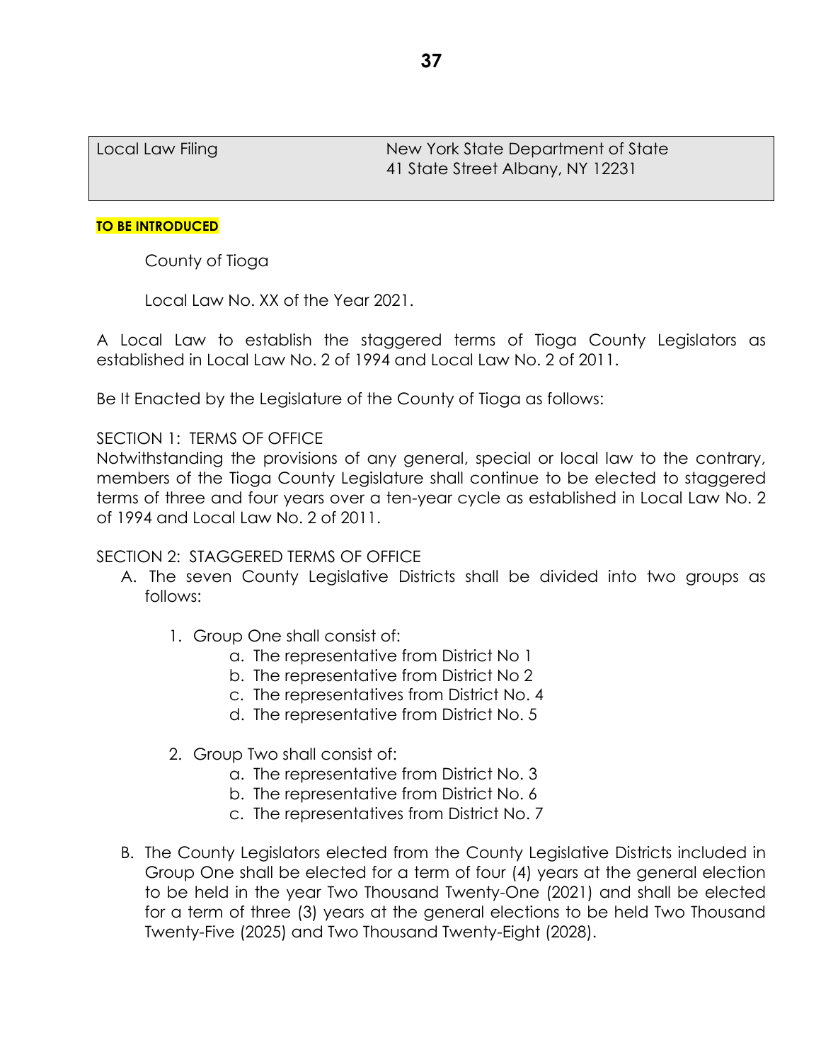| Local Law Filing | New York State Department of State<br>41 State Street Albany, NY 12231 |
|---|---|

**TO BE INTRODUCED**

County of Tioga

Local Law No. XX of the Year 2021.

A Local Law to establish the staggered terms of Tioga County Legislators as established in Local Law No. 2 of 1994 and Local Law No. 2 of 2011.

Be It Enacted by the Legislature of the County of Tioga as follows:

SECTION 1: TERMS OF OFFICE
Notwithstanding the provisions of any general, special or local law to the contrary, members of the Tioga County Legislature shall continue to be elected to staggered terms of three and four years over a ten-year cycle as established in Local Law No. 2 of 1994 and Local Law No. 2 of 2011.

SECTION 2: STAGGERED TERMS OF OFFICE

A. The seven County Legislative Districts shall be divided into two groups as follows:

   1. Group One shall consist of:
      a. The representative from District No 1
      b. The representative from District No 2
      c. The representatives from District No. 4
      d. The representative from District No. 5

   2. Group Two shall consist of:
      a. The representative from District No. 3
      b. The representative from District No. 6
      c. The representatives from District No. 7

B. The County Legislators elected from the County Legislative Districts included in Group One shall be elected for a term of four (4) years at the general election to be held in the year Two Thousand Twenty-One (2021) and shall be elected for a term of three (3) years at the general elections to be held Two Thousand Twenty-Five (2025) and Two Thousand Twenty-Eight (2028).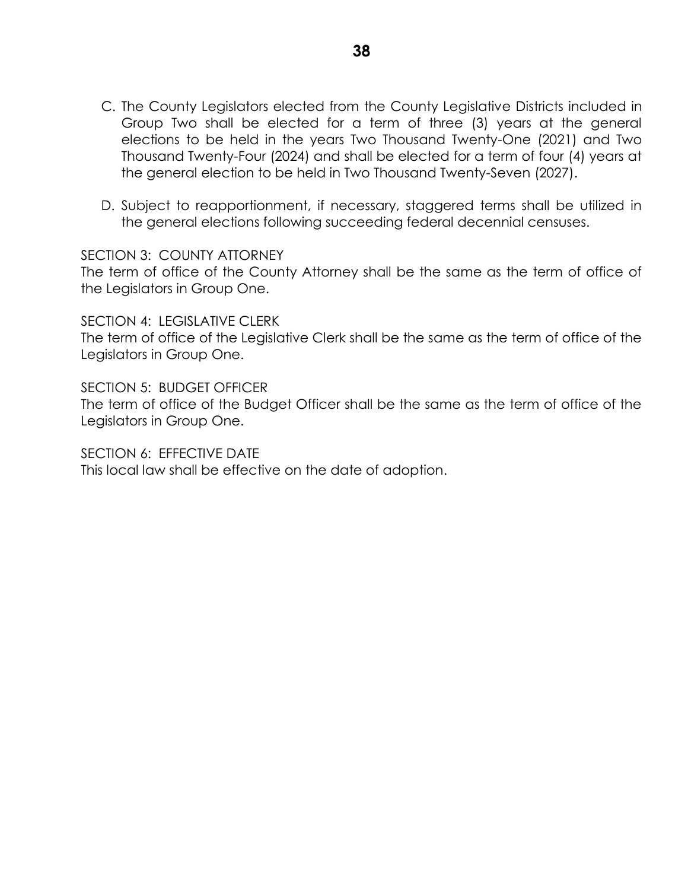C. The County Legislators elected from the County Legislative Districts included in Group Two shall be elected for a term of three (3) years at the general elections to be held in the years Two Thousand Twenty-One (2021) and Two Thousand Twenty-Four (2024) and shall be elected for a term of four (4) years at the general election to be held in Two Thousand Twenty-Seven (2027).

D. Subject to reapportionment, if necessary, staggered terms shall be utilized in the general elections following succeeding federal decennial censuses.

SECTION 3: COUNTY ATTORNEY
The term of office of the County Attorney shall be the same as the term of office of the Legislators in Group One.

SECTION 4: LEGISLATIVE CLERK
The term of office of the Legislative Clerk shall be the same as the term of office of the Legislators in Group One.

SECTION 5: BUDGET OFFICER
The term of office of the Budget Officer shall be the same as the term of office of the Legislators in Group One.

SECTION 6: EFFECTIVE DATE
This local law shall be effective on the date of adoption.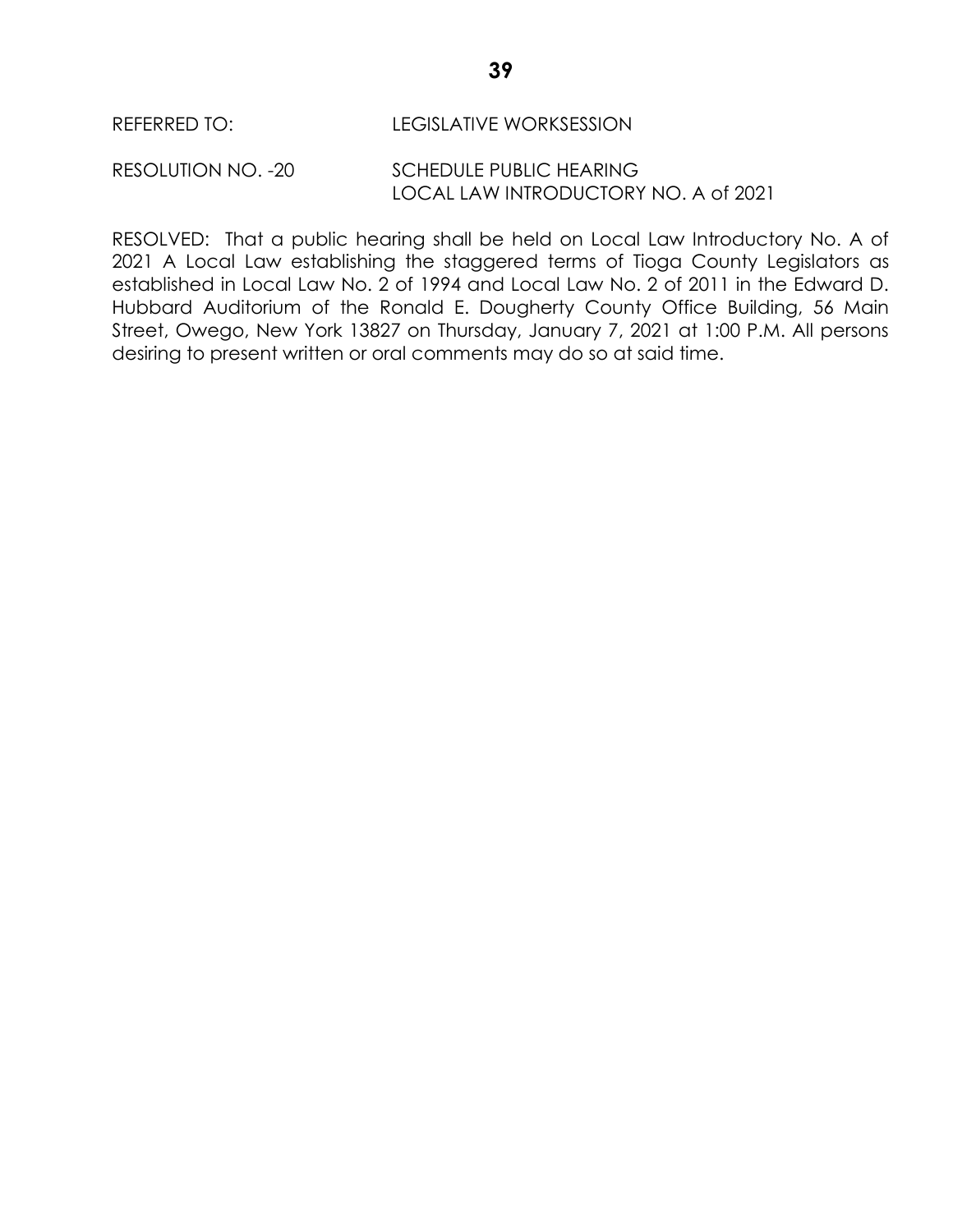REFERRED TO: LEGISLATIVE WORKSESSION

RESOLUTION NO. -20 SCHEDULE PUBLIC HEARING
LOCAL LAW INTRODUCTORY NO. A of 2021

RESOLVED: That a public hearing shall be held on Local Law Introductory No. A of 2021 A Local Law establishing the staggered terms of Tioga County Legislators as established in Local Law No. 2 of 1994 and Local Law No. 2 of 2011 in the Edward D. Hubbard Auditorium of the Ronald E. Dougherty County Office Building, 56 Main Street, Owego, New York 13827 on Thursday, January 7, 2021 at 1:00 P.M. All persons desiring to present written or oral comments may do so at said time.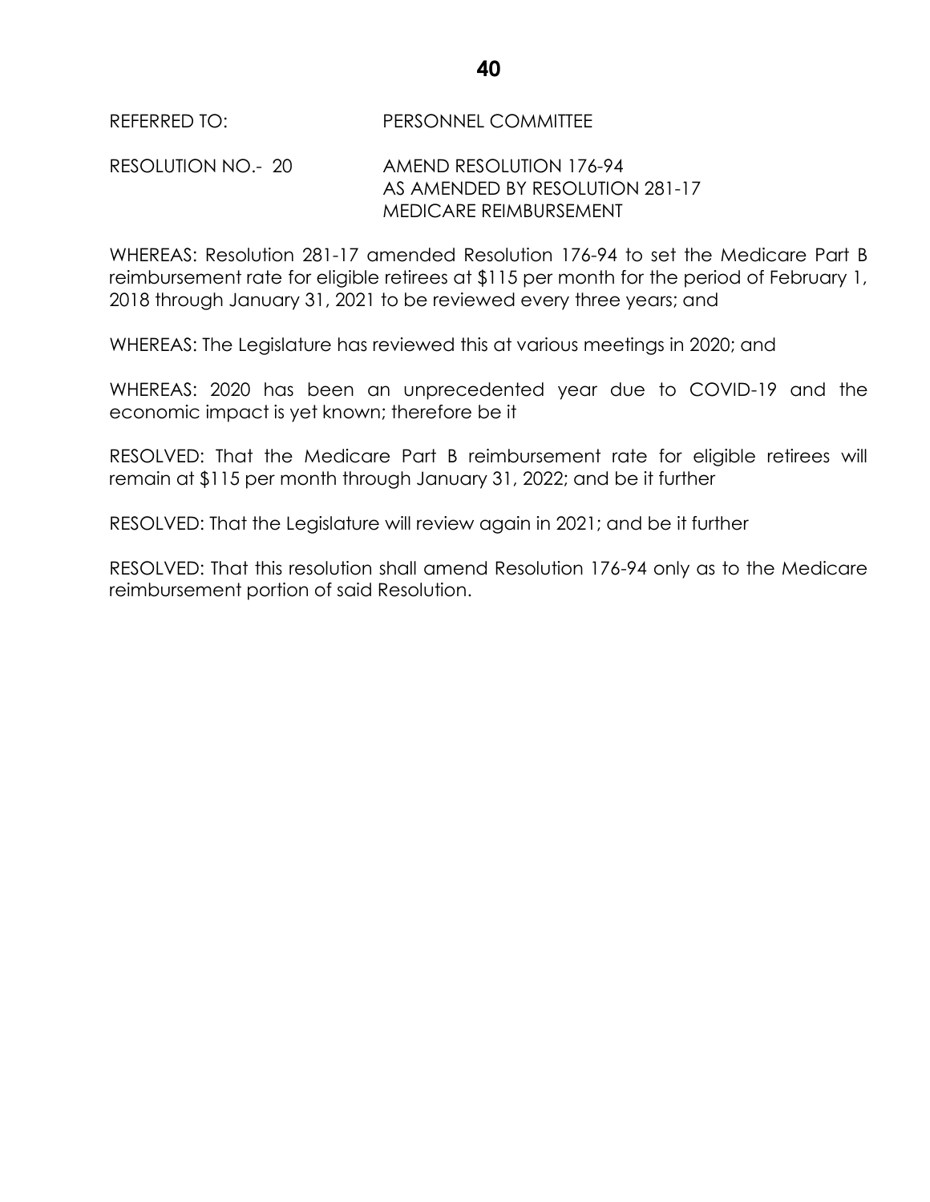REFERRED TO: PERSONNEL COMMITTEE

RESOLUTION NO.- 20 AMEND RESOLUTION 176-94
AS AMENDED BY RESOLUTION 281-17
MEDICARE REIMBURSEMENT

WHEREAS: Resolution 281-17 amended Resolution 176-94 to set the Medicare Part B reimbursement rate for eligible retirees at $115 per month for the period of February 1, 2018 through January 31, 2021 to be reviewed every three years; and

WHEREAS: The Legislature has reviewed this at various meetings in 2020; and

WHEREAS: 2020 has been an unprecedented year due to COVID-19 and the economic impact is yet known; therefore be it

RESOLVED: That the Medicare Part B reimbursement rate for eligible retirees will remain at $115 per month through January 31, 2022; and be it further

RESOLVED: That the Legislature will review again in 2021; and be it further

RESOLVED: That this resolution shall amend Resolution 176-94 only as to the Medicare reimbursement portion of said Resolution.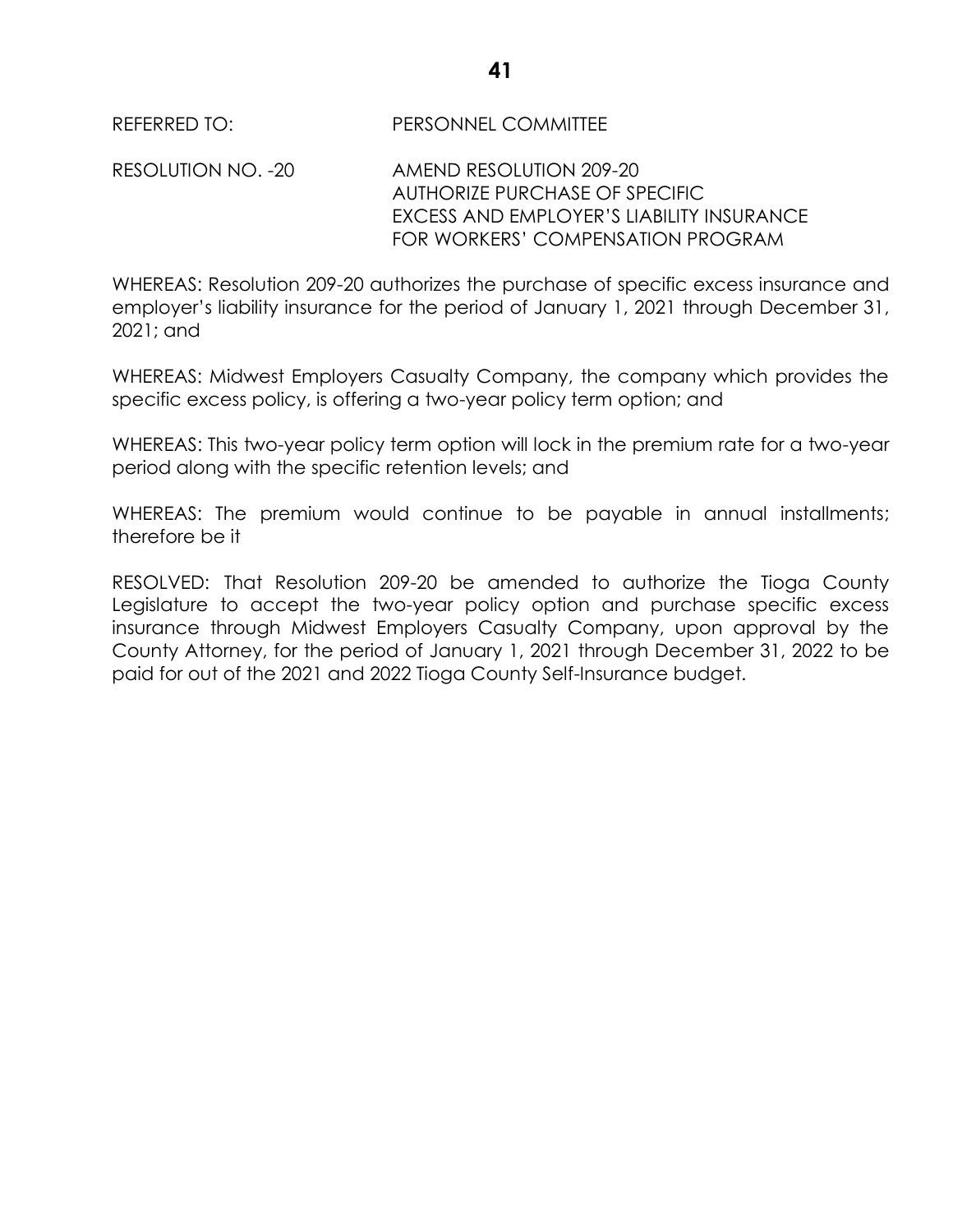REFERRED TO: PERSONNEL COMMITTEE

RESOLUTION NO. -20 AMEND RESOLUTION 209-20
AUTHORIZE PURCHASE OF SPECIFIC
EXCESS AND EMPLOYER'S LIABILITY INSURANCE
FOR WORKERS' COMPENSATION PROGRAM

WHEREAS: Resolution 209-20 authorizes the purchase of specific excess insurance and employer's liability insurance for the period of January 1, 2021 through December 31, 2021; and

WHEREAS: Midwest Employers Casualty Company, the company which provides the specific excess policy, is offering a two-year policy term option; and

WHEREAS: This two-year policy term option will lock in the premium rate for a two-year period along with the specific retention levels; and

WHEREAS: The premium would continue to be payable in annual installments; therefore be it

RESOLVED: That Resolution 209-20 be amended to authorize the Tioga County Legislature to accept the two-year policy option and purchase specific excess insurance through Midwest Employers Casualty Company, upon approval by the County Attorney, for the period of January 1, 2021 through December 31, 2022 to be paid for out of the 2021 and 2022 Tioga County Self-Insurance budget.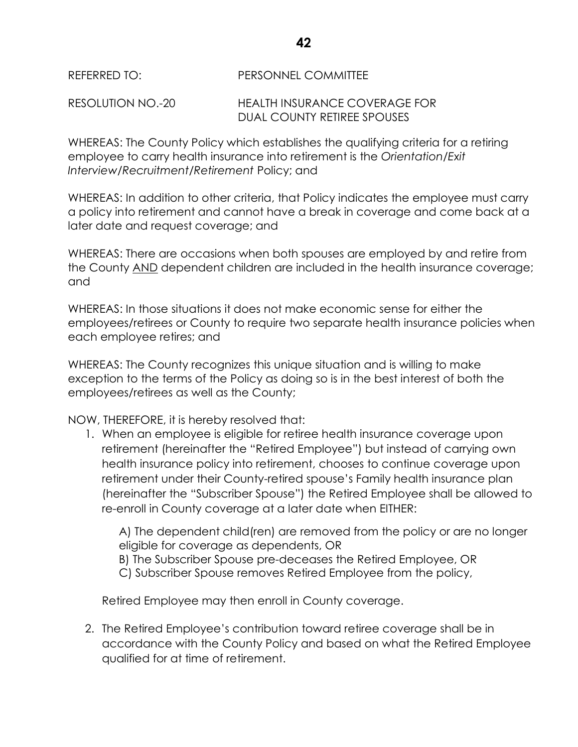REFERRED TO: PERSONNEL COMMITTEE

RESOLUTION NO.-20 HEALTH INSURANCE COVERAGE FOR DUAL COUNTY RETIREE SPOUSES

WHEREAS: The County Policy which establishes the qualifying criteria for a retiring employee to carry health insurance into retirement is the *Orientation/Exit Interview/Recruitment/Retirement* Policy; and

WHEREAS: In addition to other criteria, that Policy indicates the employee must carry a policy into retirement and cannot have a break in coverage and come back at a later date and request coverage; and

WHEREAS: There are occasions when both spouses are employed by and retire from the County AND dependent children are included in the health insurance coverage; and

WHEREAS: In those situations it does not make economic sense for either the employees/retirees or County to require two separate health insurance policies when each employee retires; and

WHEREAS: The County recognizes this unique situation and is willing to make exception to the terms of the Policy as doing so is in the best interest of both the employees/retirees as well as the County;

NOW, THEREFORE, it is hereby resolved that:

1. When an employee is eligible for retiree health insurance coverage upon retirement (hereinafter the "Retired Employee") but instead of carrying own health insurance policy into retirement, chooses to continue coverage upon retirement under their County-retired spouse's Family health insurance plan (hereinafter the "Subscriber Spouse") the Retired Employee shall be allowed to re-enroll in County coverage at a later date when EITHER:

   A) The dependent child(ren) are removed from the policy or are no longer eligible for coverage as dependents, OR
   B) The Subscriber Spouse pre-deceases the Retired Employee, OR
   C) Subscriber Spouse removes Retired Employee from the policy,

   Retired Employee may then enroll in County coverage.

2. The Retired Employee's contribution toward retiree coverage shall be in accordance with the County Policy and based on what the Retired Employee qualified for at time of retirement.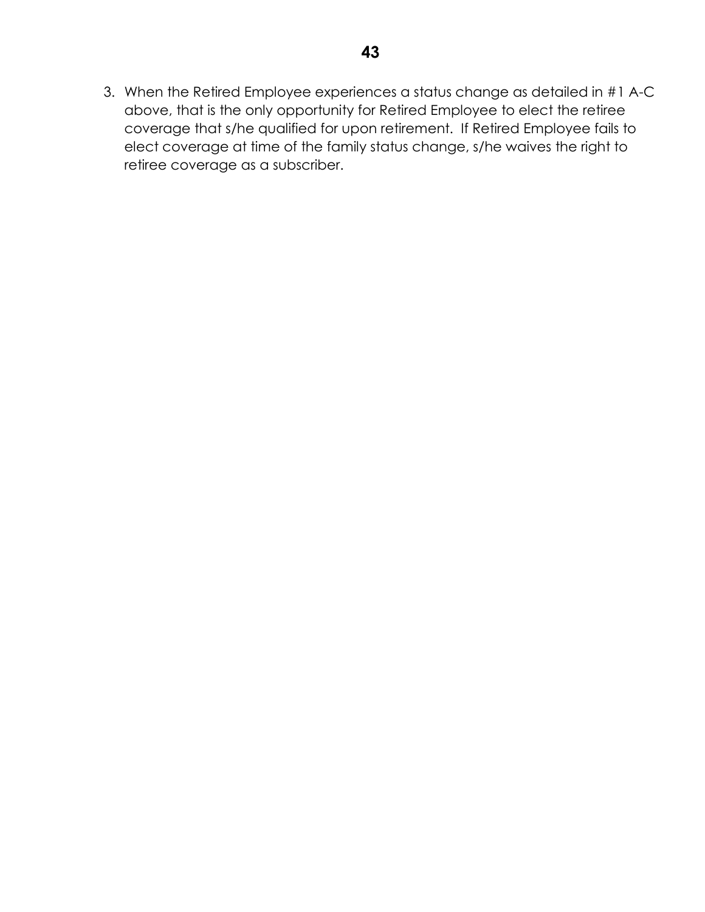3. When the Retired Employee experiences a status change as detailed in #1 A-C above, that is the only opportunity for Retired Employee to elect the retiree coverage that s/he qualified for upon retirement. If Retired Employee fails to elect coverage at time of the family status change, s/he waives the right to retiree coverage as a subscriber.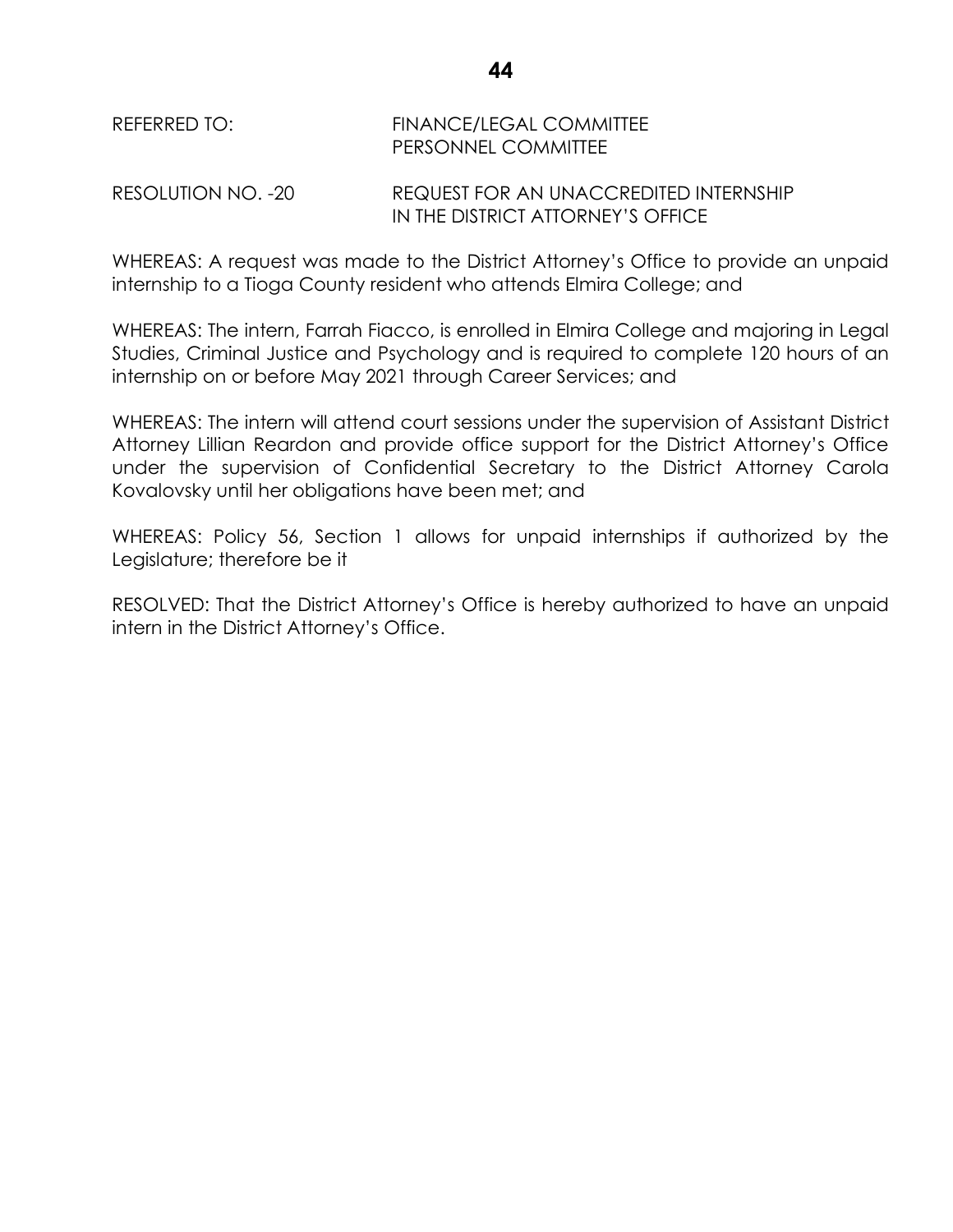REFERRED TO: FINANCE/LEGAL COMMITTEE
PERSONNEL COMMITTEE

RESOLUTION NO. -20 REQUEST FOR AN UNACCREDITED INTERNSHIP IN THE DISTRICT ATTORNEY'S OFFICE

WHEREAS: A request was made to the District Attorney's Office to provide an unpaid internship to a Tioga County resident who attends Elmira College; and

WHEREAS: The intern, Farrah Fiacco, is enrolled in Elmira College and majoring in Legal Studies, Criminal Justice and Psychology and is required to complete 120 hours of an internship on or before May 2021 through Career Services; and

WHEREAS: The intern will attend court sessions under the supervision of Assistant District Attorney Lillian Reardon and provide office support for the District Attorney's Office under the supervision of Confidential Secretary to the District Attorney Carola Kovalovsky until her obligations have been met; and

WHEREAS: Policy 56, Section 1 allows for unpaid internships if authorized by the Legislature; therefore be it

RESOLVED: That the District Attorney's Office is hereby authorized to have an unpaid intern in the District Attorney's Office.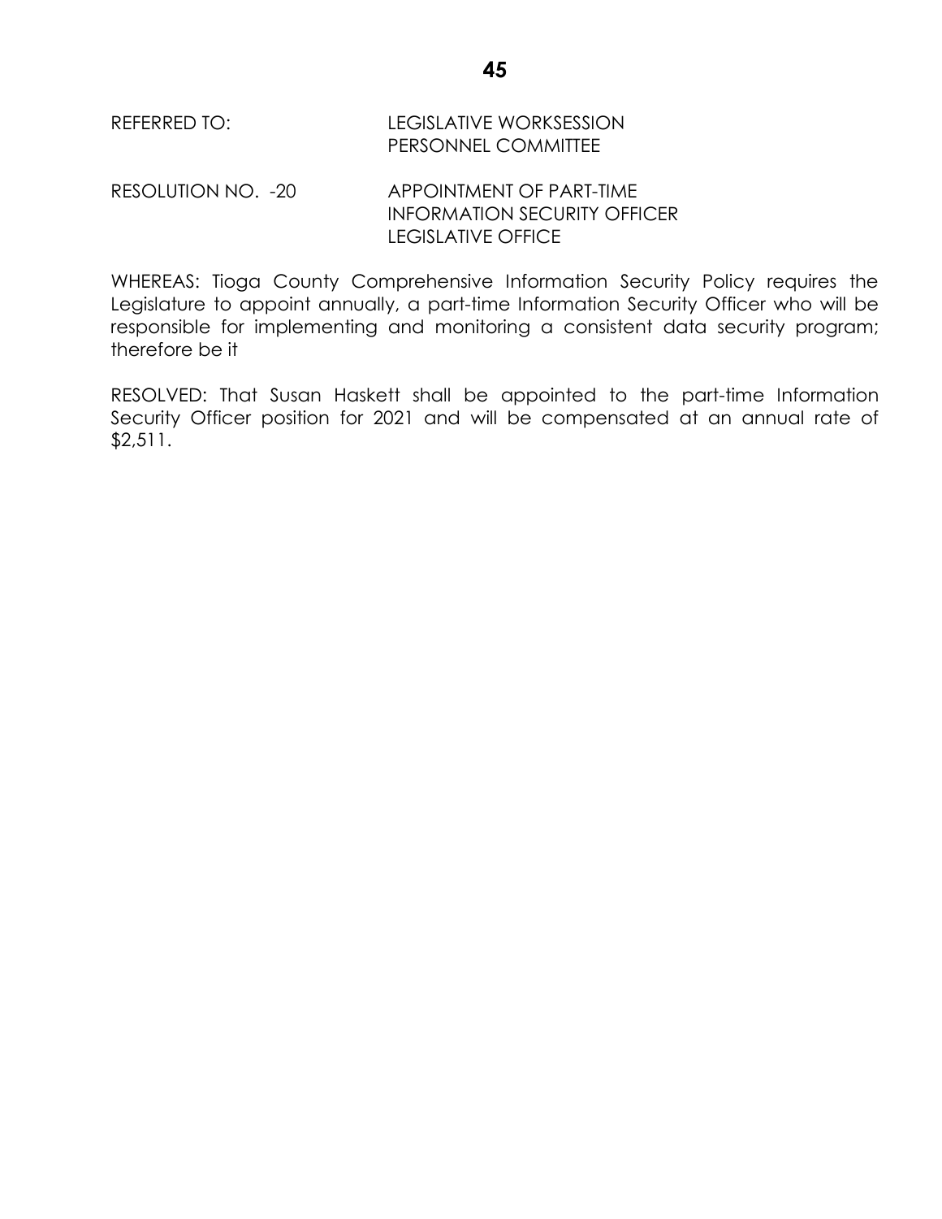REFERRED TO: LEGISLATIVE WORKSESSION
PERSONNEL COMMITTEE

RESOLUTION NO. -20 APPOINTMENT OF PART-TIME INFORMATION SECURITY OFFICER LEGISLATIVE OFFICE

WHEREAS: Tioga County Comprehensive Information Security Policy requires the Legislature to appoint annually, a part-time Information Security Officer who will be responsible for implementing and monitoring a consistent data security program; therefore be it

RESOLVED: That Susan Haskett shall be appointed to the part-time Information Security Officer position for 2021 and will be compensated at an annual rate of $2,511.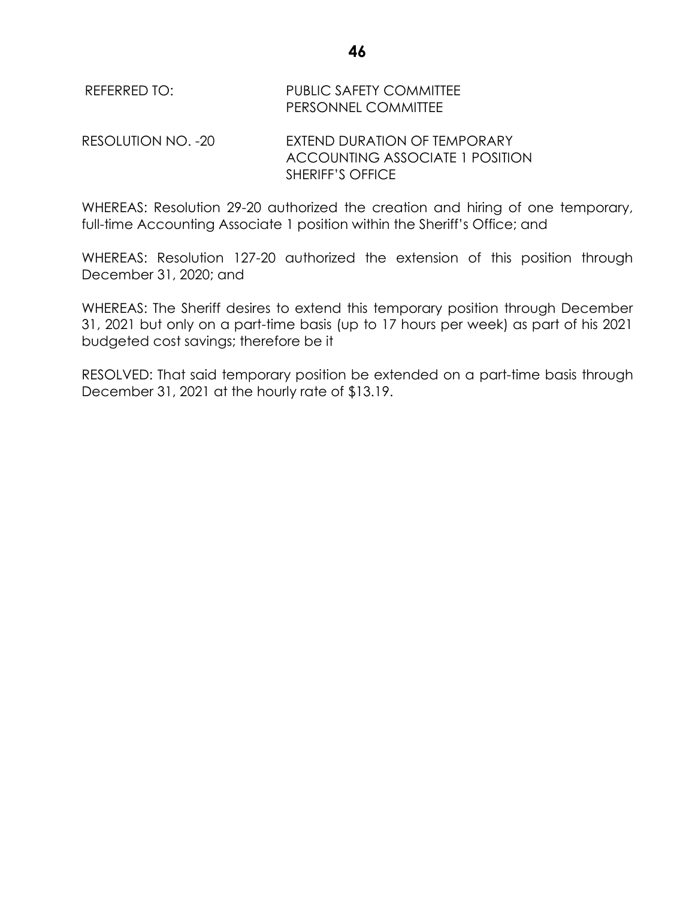REFERRED TO: PUBLIC SAFETY COMMITTEE
PERSONNEL COMMITTEE

RESOLUTION NO. -20 EXTEND DURATION OF TEMPORARY ACCOUNTING ASSOCIATE 1 POSITION SHERIFF'S OFFICE

WHEREAS: Resolution 29-20 authorized the creation and hiring of one temporary, full-time Accounting Associate 1 position within the Sheriff's Office; and

WHEREAS: Resolution 127-20 authorized the extension of this position through December 31, 2020; and

WHEREAS: The Sheriff desires to extend this temporary position through December 31, 2021 but only on a part-time basis (up to 17 hours per week) as part of his 2021 budgeted cost savings; therefore be it

RESOLVED: That said temporary position be extended on a part-time basis through December 31, 2021 at the hourly rate of $13.19.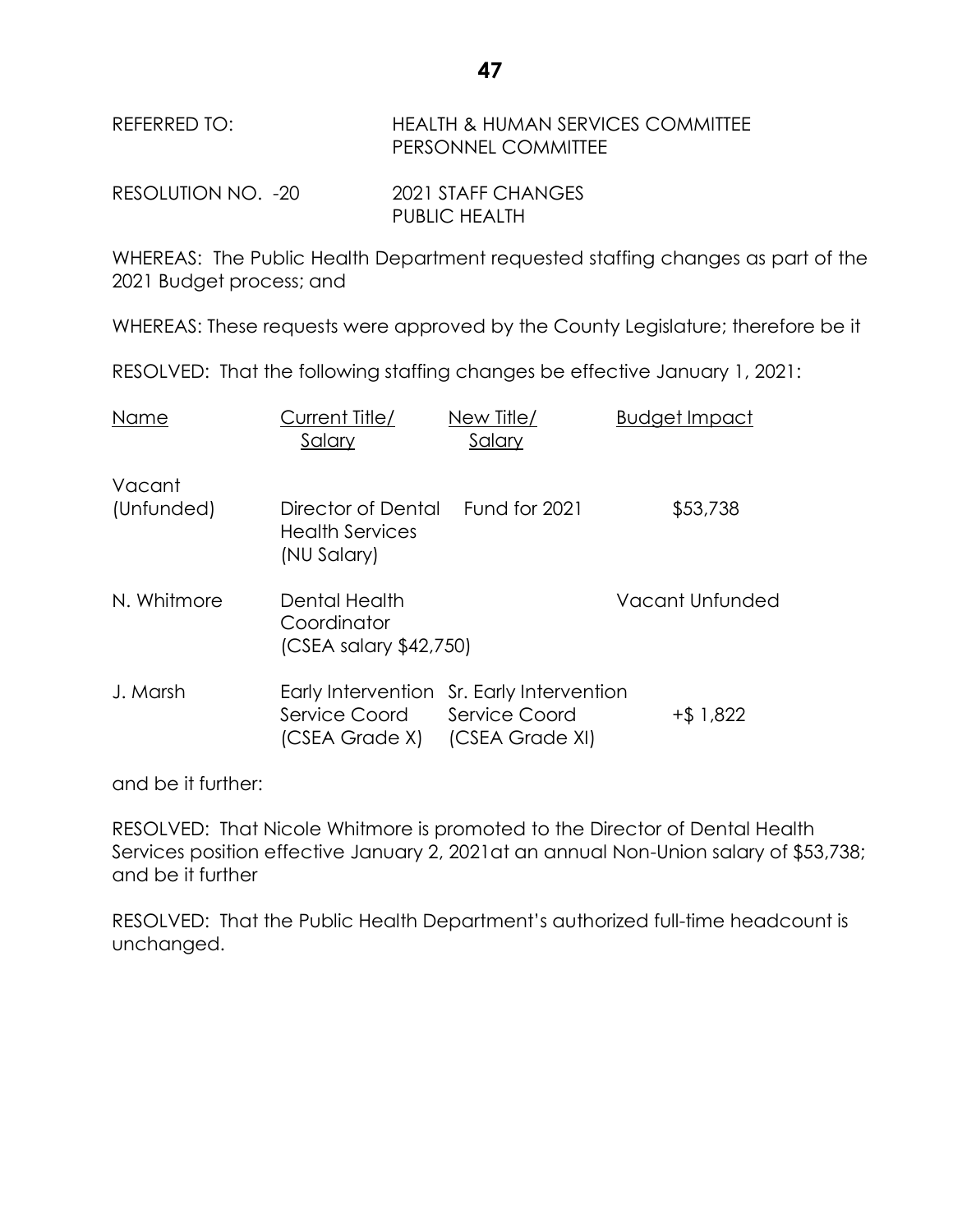REFERRED TO: HEALTH & HUMAN SERVICES COMMITTEE
PERSONNEL COMMITTEE

RESOLUTION NO. -20 2021 STAFF CHANGES
PUBLIC HEALTH

WHEREAS: The Public Health Department requested staffing changes as part of the 2021 Budget process; and

WHEREAS: These requests were approved by the County Legislature; therefore be it

RESOLVED: That the following staffing changes be effective January 1, 2021:

| Name | Current Title/ Salary | New Title/ Salary | Budget Impact |
|---|---|---|---|
| Vacant (Unfunded) | Director of Dental Health Services (NU Salary) | Fund for 2021 | $53,738 |
| N. Whitmore | Dental Health Coordinator (CSEA salary $42,750) | | Vacant Unfunded |
| J. Marsh | Early Intervention Service Coord (CSEA Grade X) | Sr. Early Intervention Service Coord (CSEA Grade XI) | +$ 1,822 |

and be it further:

RESOLVED: That Nicole Whitmore is promoted to the Director of Dental Health Services position effective January 2, 2021at an annual Non-Union salary of $53,738; and be it further

RESOLVED: That the Public Health Department's authorized full-time headcount is unchanged.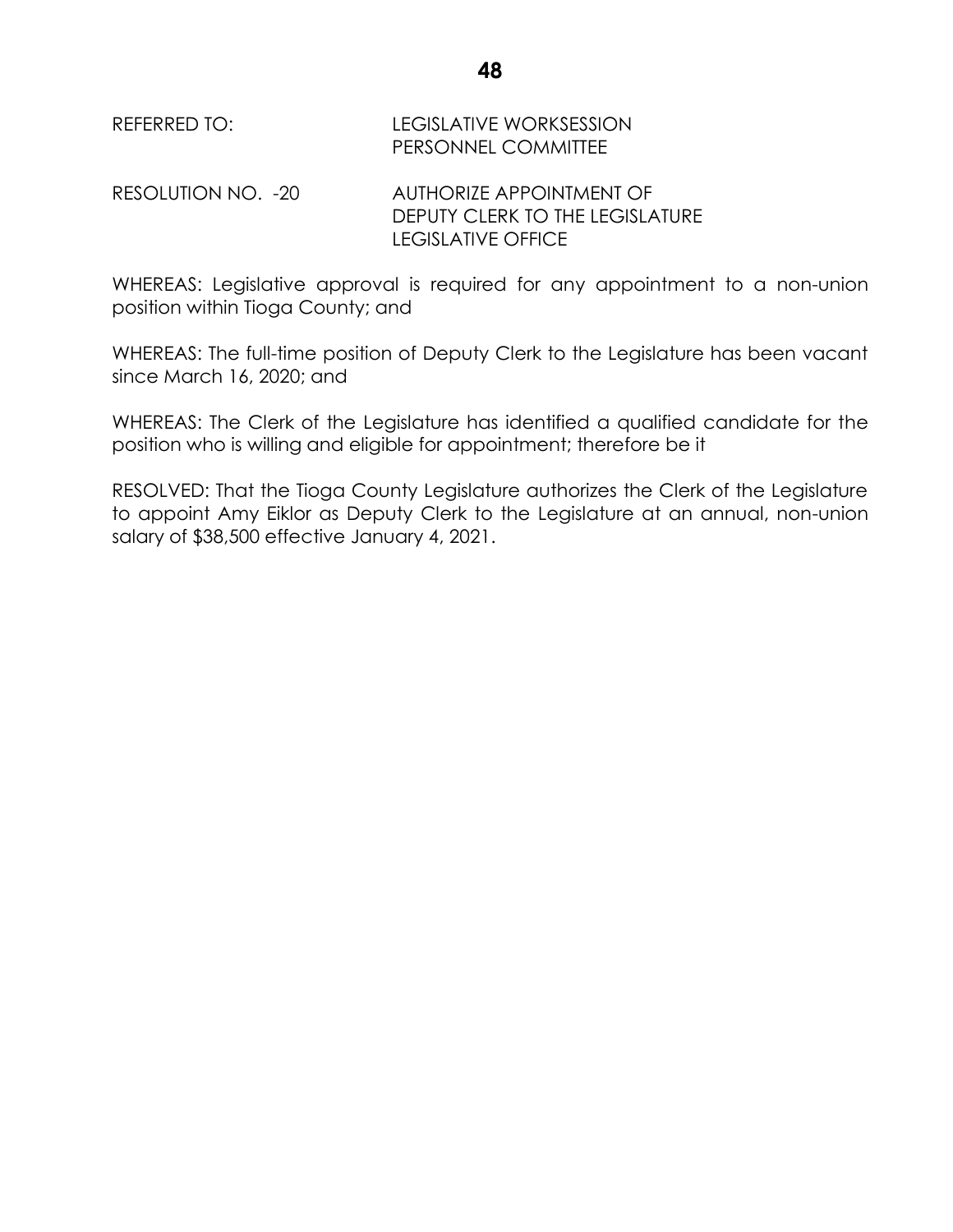REFERRED TO: LEGISLATIVE WORKSESSION
PERSONNEL COMMITTEE

RESOLUTION NO. -20 AUTHORIZE APPOINTMENT OF
DEPUTY CLERK TO THE LEGISLATURE
LEGISLATIVE OFFICE

WHEREAS: Legislative approval is required for any appointment to a non-union position within Tioga County; and

WHEREAS: The full-time position of Deputy Clerk to the Legislature has been vacant since March 16, 2020; and

WHEREAS: The Clerk of the Legislature has identified a qualified candidate for the position who is willing and eligible for appointment; therefore be it

RESOLVED: That the Tioga County Legislature authorizes the Clerk of the Legislature to appoint Amy Eiklor as Deputy Clerk to the Legislature at an annual, non-union salary of $38,500 effective January 4, 2021.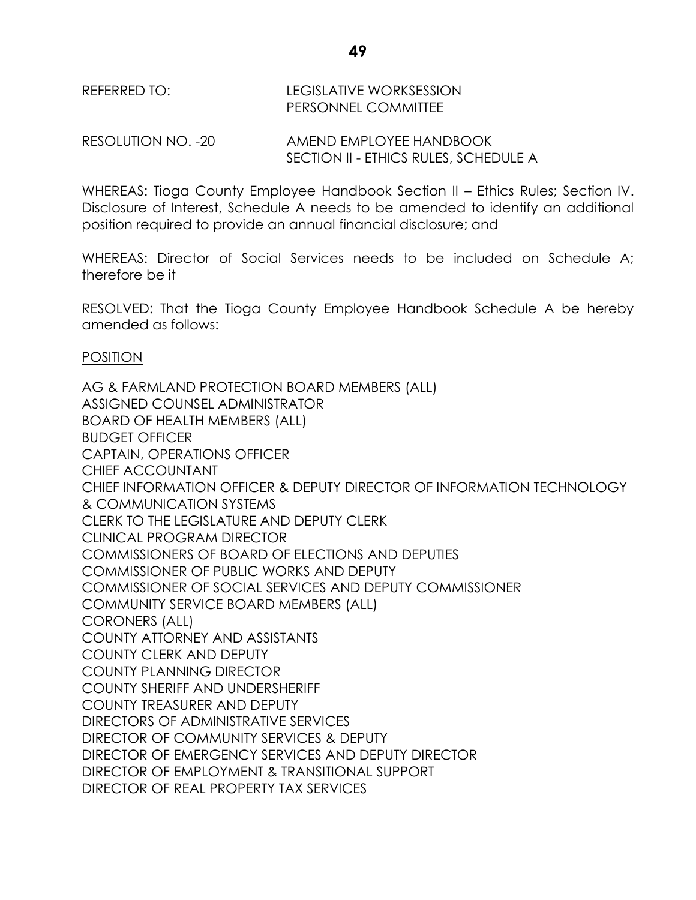REFERRED TO: LEGISLATIVE WORKSESSION
PERSONNEL COMMITTEE

RESOLUTION NO. -20 AMEND EMPLOYEE HANDBOOK
SECTION II - ETHICS RULES, SCHEDULE A

WHEREAS: Tioga County Employee Handbook Section II – Ethics Rules; Section IV. Disclosure of Interest, Schedule A needs to be amended to identify an additional position required to provide an annual financial disclosure; and

WHEREAS: Director of Social Services needs to be included on Schedule A; therefore be it

RESOLVED: That the Tioga County Employee Handbook Schedule A be hereby amended as follows:

<u>POSITION</u>

AG & FARMLAND PROTECTION BOARD MEMBERS (ALL)
ASSIGNED COUNSEL ADMINISTRATOR
BOARD OF HEALTH MEMBERS (ALL)
BUDGET OFFICER
CAPTAIN, OPERATIONS OFFICER
CHIEF ACCOUNTANT
CHIEF INFORMATION OFFICER & DEPUTY DIRECTOR OF INFORMATION TECHNOLOGY & COMMUNICATION SYSTEMS
CLERK TO THE LEGISLATURE AND DEPUTY CLERK
CLINICAL PROGRAM DIRECTOR
COMMISSIONERS OF BOARD OF ELECTIONS AND DEPUTIES
COMMISSIONER OF PUBLIC WORKS AND DEPUTY
COMMISSIONER OF SOCIAL SERVICES AND DEPUTY COMMISSIONER
COMMUNITY SERVICE BOARD MEMBERS (ALL)
CORONERS (ALL)
COUNTY ATTORNEY AND ASSISTANTS
COUNTY CLERK AND DEPUTY
COUNTY PLANNING DIRECTOR
COUNTY SHERIFF AND UNDERSHERIFF
COUNTY TREASURER AND DEPUTY
DIRECTORS OF ADMINISTRATIVE SERVICES
DIRECTOR OF COMMUNITY SERVICES & DEPUTY
DIRECTOR OF EMERGENCY SERVICES AND DEPUTY DIRECTOR
DIRECTOR OF EMPLOYMENT & TRANSITIONAL SUPPORT
DIRECTOR OF REAL PROPERTY TAX SERVICES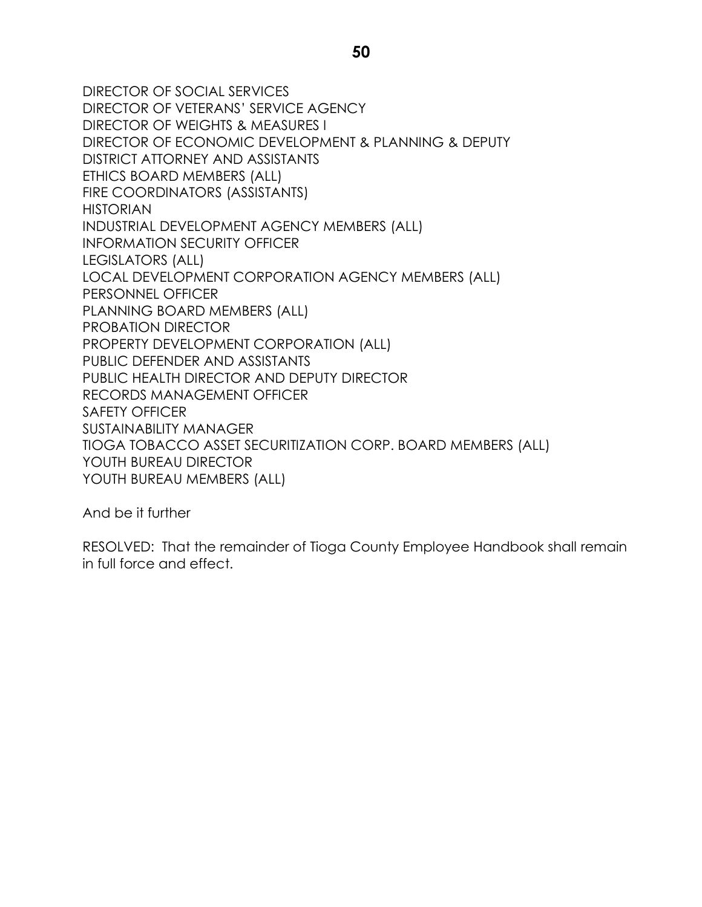DIRECTOR OF SOCIAL SERVICES
DIRECTOR OF VETERANS' SERVICE AGENCY
DIRECTOR OF WEIGHTS & MEASURES I
DIRECTOR OF ECONOMIC DEVELOPMENT & PLANNING & DEPUTY
DISTRICT ATTORNEY AND ASSISTANTS
ETHICS BOARD MEMBERS (ALL)
FIRE COORDINATORS (ASSISTANTS)
HISTORIAN
INDUSTRIAL DEVELOPMENT AGENCY MEMBERS (ALL)
INFORMATION SECURITY OFFICER
LEGISLATORS (ALL)
LOCAL DEVELOPMENT CORPORATION AGENCY MEMBERS (ALL)
PERSONNEL OFFICER
PLANNING BOARD MEMBERS (ALL)
PROBATION DIRECTOR
PROPERTY DEVELOPMENT CORPORATION (ALL)
PUBLIC DEFENDER AND ASSISTANTS
PUBLIC HEALTH DIRECTOR AND DEPUTY DIRECTOR
RECORDS MANAGEMENT OFFICER
SAFETY OFFICER
SUSTAINABILITY MANAGER
TIOGA TOBACCO ASSET SECURITIZATION CORP. BOARD MEMBERS (ALL)
YOUTH BUREAU DIRECTOR
YOUTH BUREAU MEMBERS (ALL)

And be it further

RESOLVED: That the remainder of Tioga County Employee Handbook shall remain in full force and effect.